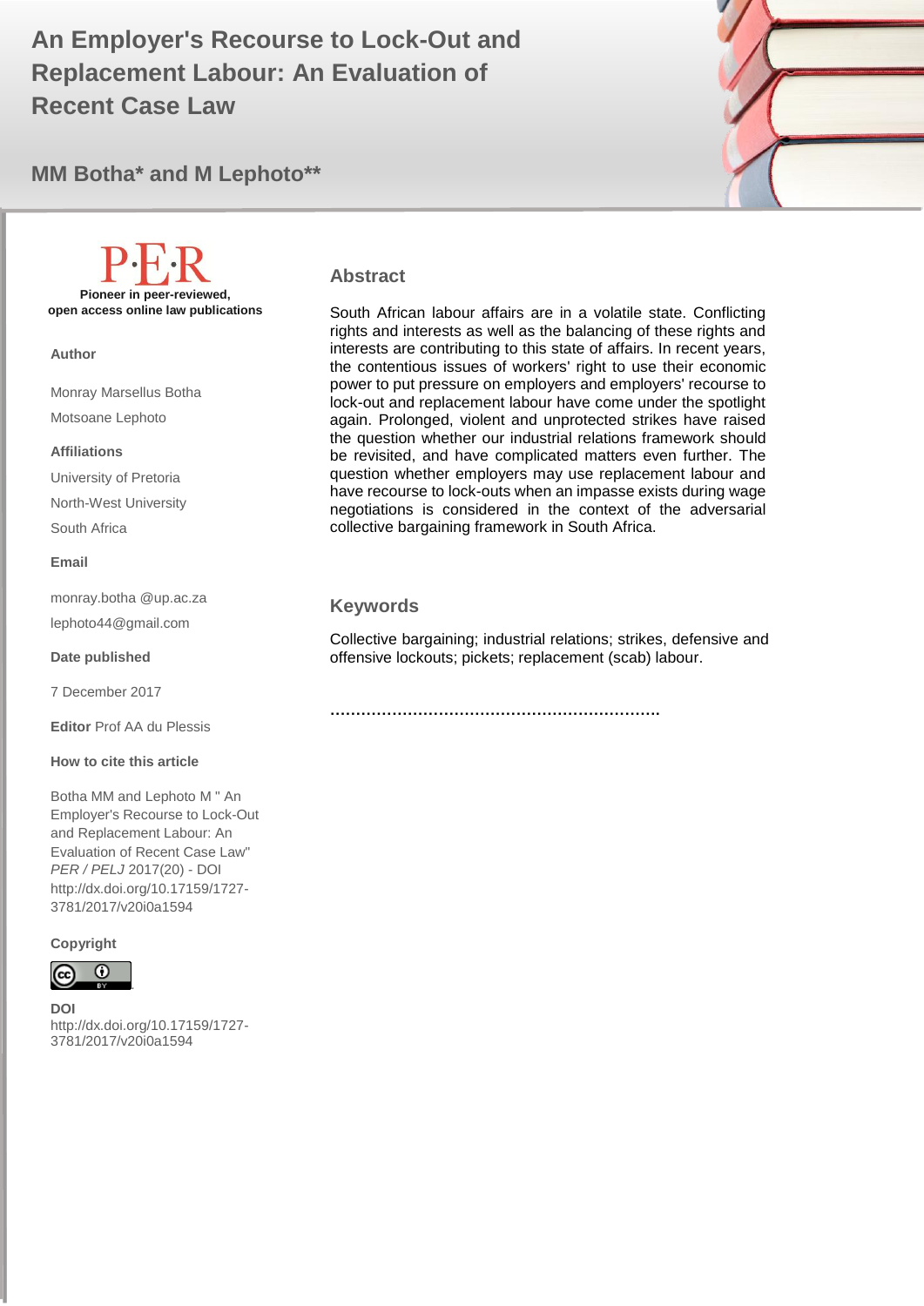# An Employer's Recourse to Lock-Out and Replacement Labour: An Evaluation of Recent Case Law

## MM Botha* and M Lephoto**

**P·E·R**
**Pioneer in peer-reviewed, open access online law publications**

**Author**

Monray Marsellus Botha

Motsoane Lephoto

**Affiliations**

University of Pretoria

North-West University

South Africa

**Email**

monray.botha @up.ac.za

lephoto44@gmail.com

**Date published**

7 December 2017

**Editor** Prof AA du Plessis

**How to cite this article**

Botha MM and Lephoto M " An Employer's Recourse to Lock-Out and Replacement Labour: An Evaluation of Recent Case Law" *PER / PELJ* 2017(20) - DOI http://dx.doi.org/10.17159/1727-3781/2017/v20i0a1594

**Copyright**

**DOI**
http://dx.doi.org/10.17159/1727-3781/2017/v20i0a1594

### Abstract

South African labour affairs are in a volatile state. Conflicting rights and interests as well as the balancing of these rights and interests are contributing to this state of affairs. In recent years, the contentious issues of workers' right to use their economic power to put pressure on employers and employers' recourse to lock-out and replacement labour have come under the spotlight again. Prolonged, violent and unprotected strikes have raised the question whether our industrial relations framework should be revisited, and have complicated matters even further. The question whether employers may use replacement labour and have recourse to lock-outs when an impasse exists during wage negotiations is considered in the context of the adversarial collective bargaining framework in South Africa.

### Keywords

Collective bargaining; industrial relations; strikes, defensive and offensive lockouts; pickets; replacement (scab) labour.

……………………………………………………….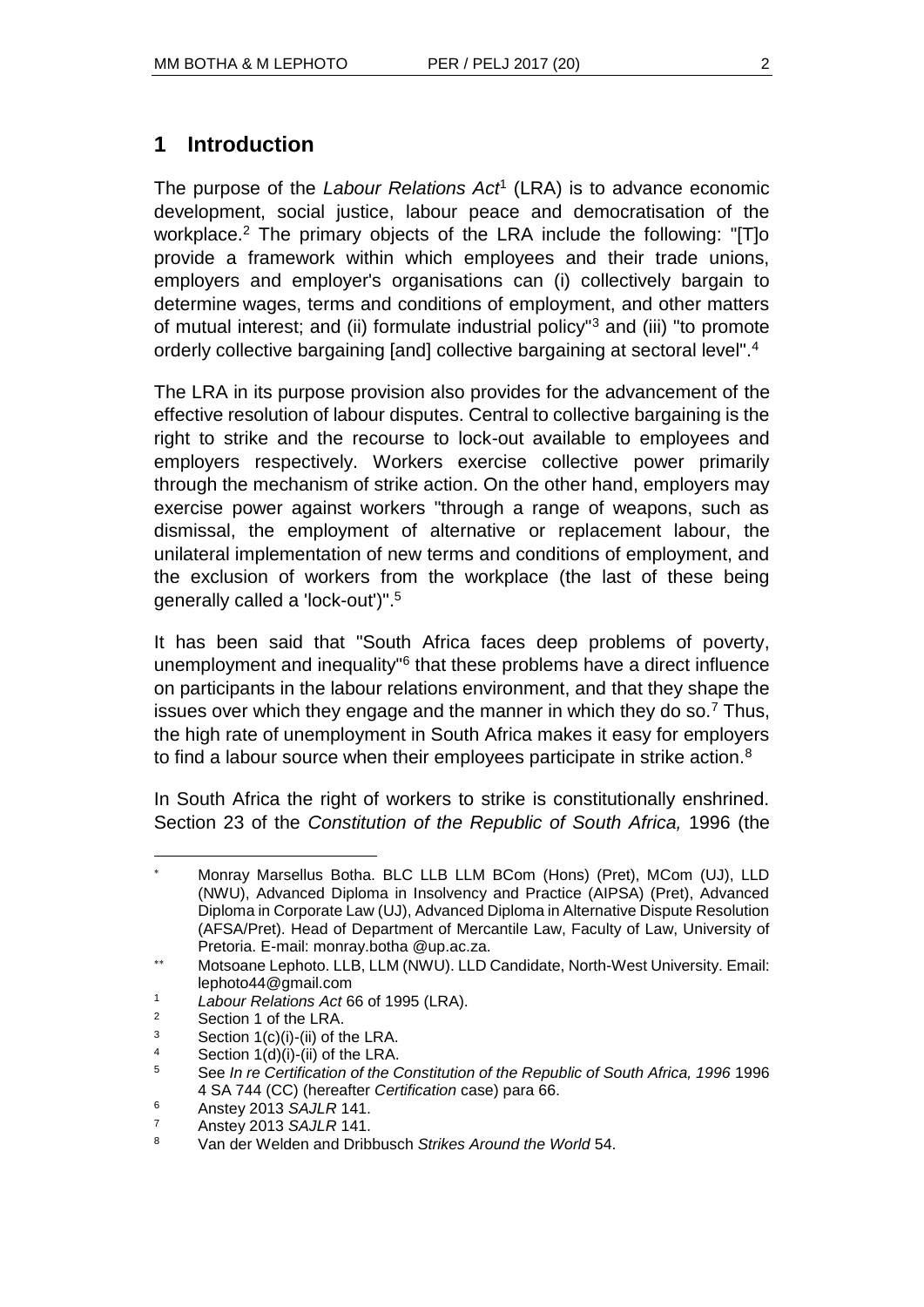## 1 Introduction

The purpose of the *Labour Relations Act*[1] (LRA) is to advance economic development, social justice, labour peace and democratisation of the workplace.[2] The primary objects of the LRA include the following: "[T]o provide a framework within which employees and their trade unions, employers and employer's organisations can (i) collectively bargain to determine wages, terms and conditions of employment, and other matters of mutual interest; and (ii) formulate industrial policy"[3] and (iii) "to promote orderly collective bargaining [and] collective bargaining at sectoral level".[4]

The LRA in its purpose provision also provides for the advancement of the effective resolution of labour disputes. Central to collective bargaining is the right to strike and the recourse to lock-out available to employees and employers respectively. Workers exercise collective power primarily through the mechanism of strike action. On the other hand, employers may exercise power against workers "through a range of weapons, such as dismissal, the employment of alternative or replacement labour, the unilateral implementation of new terms and conditions of employment, and the exclusion of workers from the workplace (the last of these being generally called a 'lock-out')".[5]

It has been said that "South Africa faces deep problems of poverty, unemployment and inequality"[6] that these problems have a direct influence on participants in the labour relations environment, and that they shape the issues over which they engage and the manner in which they do so.[7] Thus, the high rate of unemployment in South Africa makes it easy for employers to find a labour source when their employees participate in strike action.[8]

In South Africa the right of workers to strike is constitutionally enshrined. Section 23 of the *Constitution of the Republic of South Africa,* 1996 (the

---

\* Monray Marsellus Botha. BLC LLB LLM BCom (Hons) (Pret), MCom (UJ), LLD (NWU), Advanced Diploma in Insolvency and Practice (AIPSA) (Pret), Advanced Diploma in Corporate Law (UJ), Advanced Diploma in Alternative Dispute Resolution (AFSA/Pret). Head of Department of Mercantile Law, Faculty of Law, University of Pretoria. E-mail: monray.botha @up.ac.za.

\*\* Motsoane Lephoto. LLB, LLM (NWU). LLD Candidate, North-West University. Email: lephoto44@gmail.com

[1] *Labour Relations Act* 66 of 1995 (LRA).

[2] Section 1 of the LRA.

[3] Section 1(c)(i)-(ii) of the LRA.

[4] Section 1(d)(i)-(ii) of the LRA.

[5] See *In re Certification of the Constitution of the Republic of South Africa, 1996* 1996 4 SA 744 (CC) (hereafter *Certification* case) para 66.

[6] Anstey 2013 *SAJLR* 141.

[7] Anstey 2013 *SAJLR* 141.

[8] Van der Welden and Dribbusch *Strikes Around the World* 54.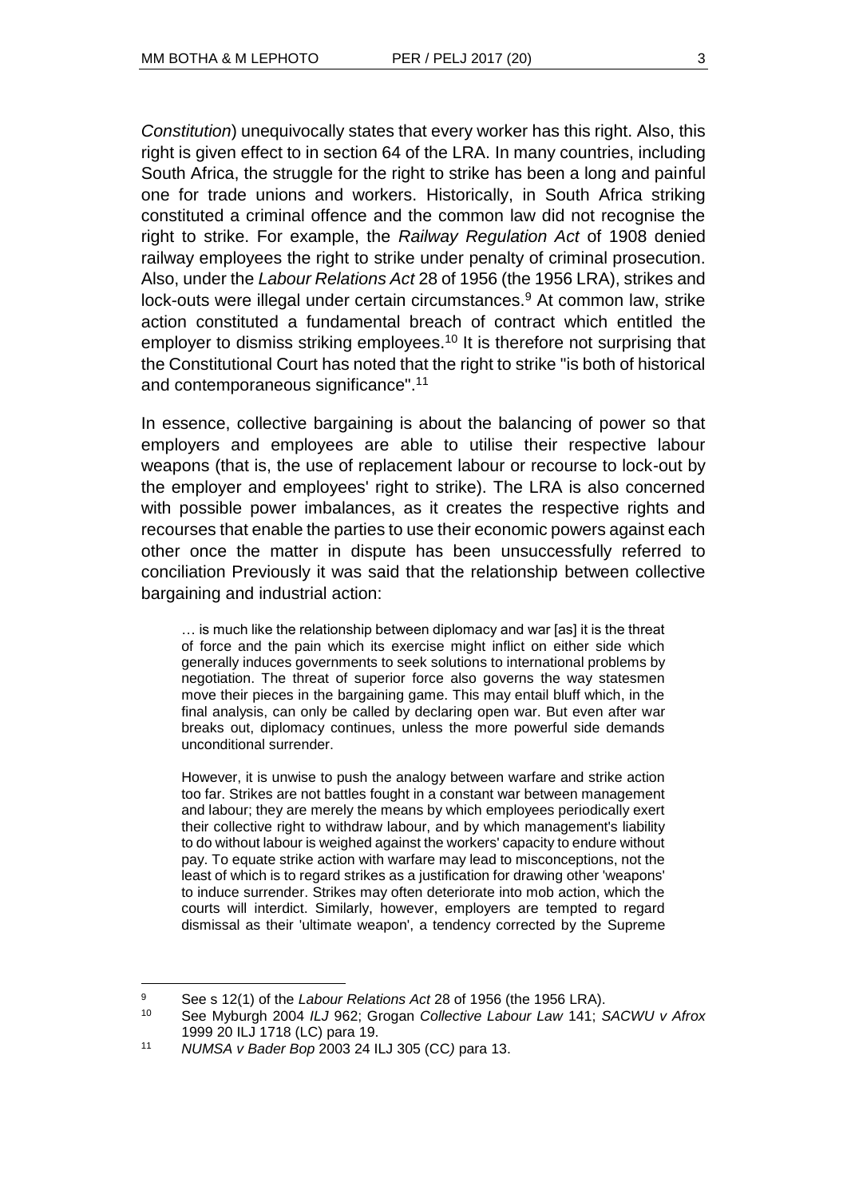*Constitution*) unequivocally states that every worker has this right. Also, this right is given effect to in section 64 of the LRA. In many countries, including South Africa, the struggle for the right to strike has been a long and painful one for trade unions and workers. Historically, in South Africa striking constituted a criminal offence and the common law did not recognise the right to strike. For example, the *Railway Regulation Act* of 1908 denied railway employees the right to strike under penalty of criminal prosecution. Also, under the *Labour Relations Act* 28 of 1956 (the 1956 LRA), strikes and lock-outs were illegal under certain circumstances.[9] At common law, strike action constituted a fundamental breach of contract which entitled the employer to dismiss striking employees.[10] It is therefore not surprising that the Constitutional Court has noted that the right to strike "is both of historical and contemporaneous significance".[11]

In essence, collective bargaining is about the balancing of power so that employers and employees are able to utilise their respective labour weapons (that is, the use of replacement labour or recourse to lock-out by the employer and employees' right to strike). The LRA is also concerned with possible power imbalances, as it creates the respective rights and recourses that enable the parties to use their economic powers against each other once the matter in dispute has been unsuccessfully referred to conciliation Previously it was said that the relationship between collective bargaining and industrial action:

> … is much like the relationship between diplomacy and war [as] it is the threat of force and the pain which its exercise might inflict on either side which generally induces governments to seek solutions to international problems by negotiation. The threat of superior force also governs the way statesmen move their pieces in the bargaining game. This may entail bluff which, in the final analysis, can only be called by declaring open war. But even after war breaks out, diplomacy continues, unless the more powerful side demands unconditional surrender.
>
> However, it is unwise to push the analogy between warfare and strike action too far. Strikes are not battles fought in a constant war between management and labour; they are merely the means by which employees periodically exert their collective right to withdraw labour, and by which management's liability to do without labour is weighed against the workers' capacity to endure without pay. To equate strike action with warfare may lead to misconceptions, not the least of which is to regard strikes as a justification for drawing other 'weapons' to induce surrender. Strikes may often deteriorate into mob action, which the courts will interdict. Similarly, however, employers are tempted to regard dismissal as their 'ultimate weapon', a tendency corrected by the Supreme

---

[9] See s 12(1) of the *Labour Relations Act* 28 of 1956 (the 1956 LRA).

[10] See Myburgh 2004 *ILJ* 962; Grogan *Collective Labour Law* 141; *SACWU v Afrox* 1999 20 ILJ 1718 (LC) para 19.

[11] *NUMSA v Bader Bop* 2003 24 ILJ 305 (CC) para 13.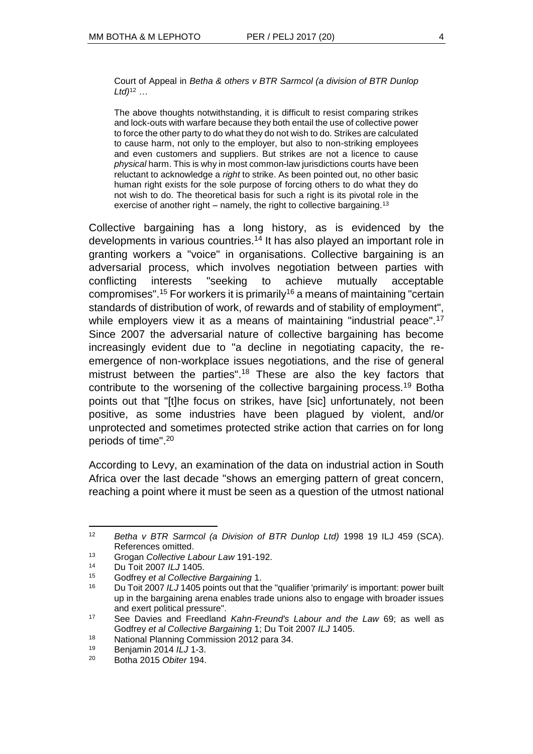Court of Appeal in *Betha & others v BTR Sarmcol (a division of BTR Dunlop Ltd)*[12] …

> The above thoughts notwithstanding, it is difficult to resist comparing strikes and lock-outs with warfare because they both entail the use of collective power to force the other party to do what they do not wish to do. Strikes are calculated to cause harm, not only to the employer, but also to non-striking employees and even customers and suppliers. But strikes are not a licence to cause *physical* harm. This is why in most common-law jurisdictions courts have been reluctant to acknowledge a *right* to strike. As been pointed out, no other basic human right exists for the sole purpose of forcing others to do what they do not wish to do. The theoretical basis for such a right is its pivotal role in the exercise of another right – namely, the right to collective bargaining.[13]

Collective bargaining has a long history, as is evidenced by the developments in various countries.[14] It has also played an important role in granting workers a "voice" in organisations. Collective bargaining is an adversarial process, which involves negotiation between parties with conflicting interests "seeking to achieve mutually acceptable compromises".[15] For workers it is primarily[16] a means of maintaining "certain standards of distribution of work, of rewards and of stability of employment", while employers view it as a means of maintaining "industrial peace".[17] Since 2007 the adversarial nature of collective bargaining has become increasingly evident due to "a decline in negotiating capacity, the re-emergence of non-workplace issues negotiations, and the rise of general mistrust between the parties".[18] These are also the key factors that contribute to the worsening of the collective bargaining process.[19] Botha points out that "[t]he focus on strikes, have [sic] unfortunately, not been positive, as some industries have been plagued by violent, and/or unprotected and sometimes protected strike action that carries on for long periods of time".[20]

According to Levy, an examination of the data on industrial action in South Africa over the last decade "shows an emerging pattern of great concern, reaching a point where it must be seen as a question of the utmost national

---

[12] *Betha v BTR Sarmcol (a Division of BTR Dunlop Ltd)* 1998 19 ILJ 459 (SCA). References omitted.

[13] Grogan *Collective Labour Law* 191-192.

[14] Du Toit 2007 *ILJ* 1405.

[15] Godfrey *et al Collective Bargaining* 1.

[16] Du Toit 2007 *ILJ* 1405 points out that the "qualifier 'primarily' is important: power built up in the bargaining arena enables trade unions also to engage with broader issues and exert political pressure".

[17] See Davies and Freedland *Kahn-Freund's Labour and the Law* 69; as well as Godfrey *et al Collective Bargaining* 1; Du Toit 2007 *ILJ* 1405.

[18] National Planning Commission 2012 para 34.

[19] Benjamin 2014 *ILJ* 1-3.

[20] Botha 2015 *Obiter* 194.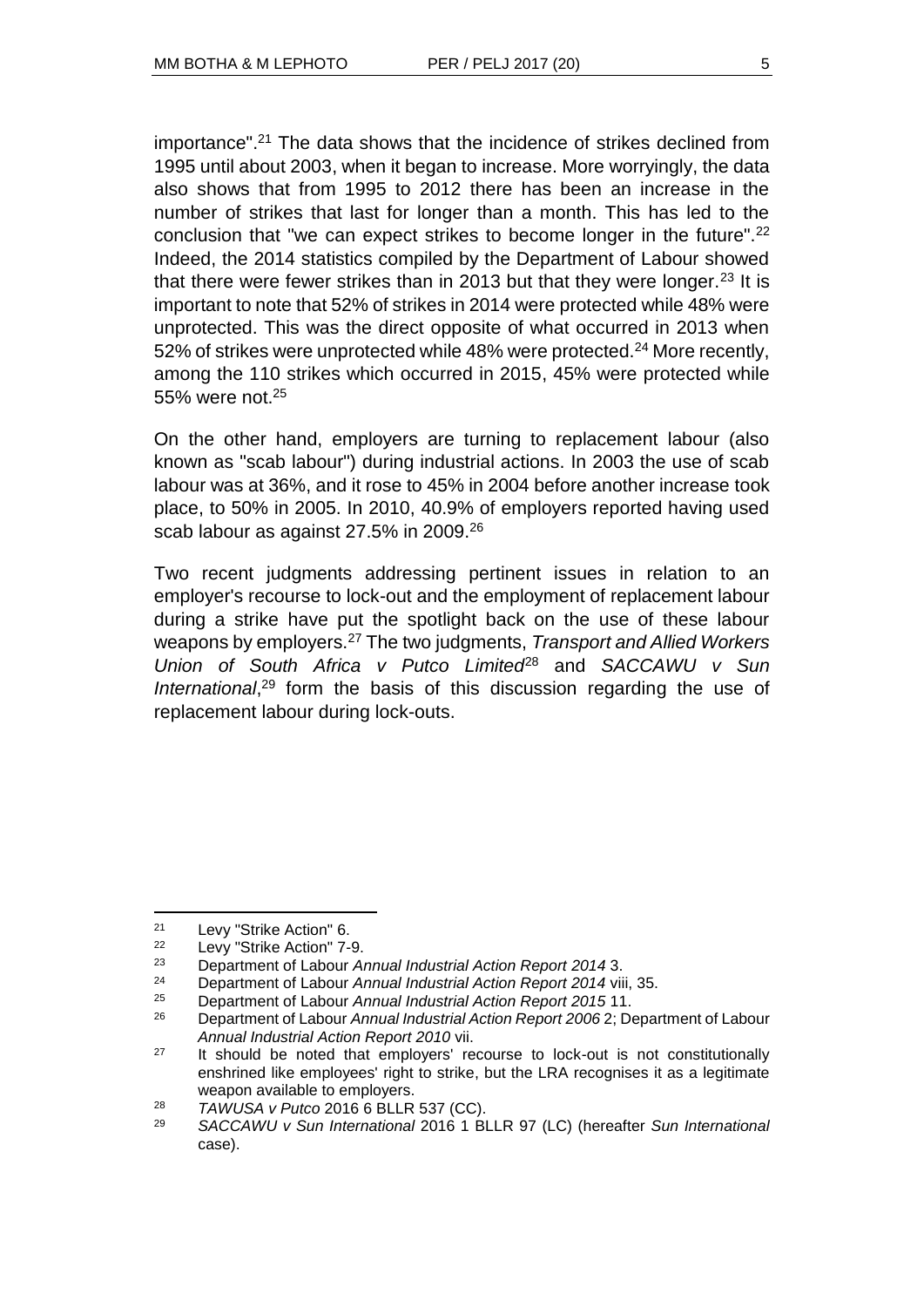importance".[21] The data shows that the incidence of strikes declined from 1995 until about 2003, when it began to increase. More worryingly, the data also shows that from 1995 to 2012 there has been an increase in the number of strikes that last for longer than a month. This has led to the conclusion that "we can expect strikes to become longer in the future".[22] Indeed, the 2014 statistics compiled by the Department of Labour showed that there were fewer strikes than in 2013 but that they were longer.[23] It is important to note that 52% of strikes in 2014 were protected while 48% were unprotected. This was the direct opposite of what occurred in 2013 when 52% of strikes were unprotected while 48% were protected.[24] More recently, among the 110 strikes which occurred in 2015, 45% were protected while 55% were not.[25]

On the other hand, employers are turning to replacement labour (also known as "scab labour") during industrial actions. In 2003 the use of scab labour was at 36%, and it rose to 45% in 2004 before another increase took place, to 50% in 2005. In 2010, 40.9% of employers reported having used scab labour as against 27.5% in 2009.[26]

Two recent judgments addressing pertinent issues in relation to an employer's recourse to lock-out and the employment of replacement labour during a strike have put the spotlight back on the use of these labour weapons by employers.[27] The two judgments, *Transport and Allied Workers Union of South Africa v Putco Limited*[28] and *SACCAWU v Sun International*,[29] form the basis of this discussion regarding the use of replacement labour during lock-outs.

---

[21] Levy "Strike Action" 6.

[22] Levy "Strike Action" 7-9.

[23] Department of Labour *Annual Industrial Action Report 2014* 3.

[24] Department of Labour *Annual Industrial Action Report 2014* viii, 35.

[25] Department of Labour *Annual Industrial Action Report 2015* 11.

[26] Department of Labour *Annual Industrial Action Report 2006* 2; Department of Labour *Annual Industrial Action Report 2010* vii.

[27] It should be noted that employers' recourse to lock-out is not constitutionally enshrined like employees' right to strike, but the LRA recognises it as a legitimate weapon available to employers.

[28] *TAWUSA v Putco* 2016 6 BLLR 537 (CC).

[29] *SACCAWU v Sun International* 2016 1 BLLR 97 (LC) (hereafter *Sun International* case).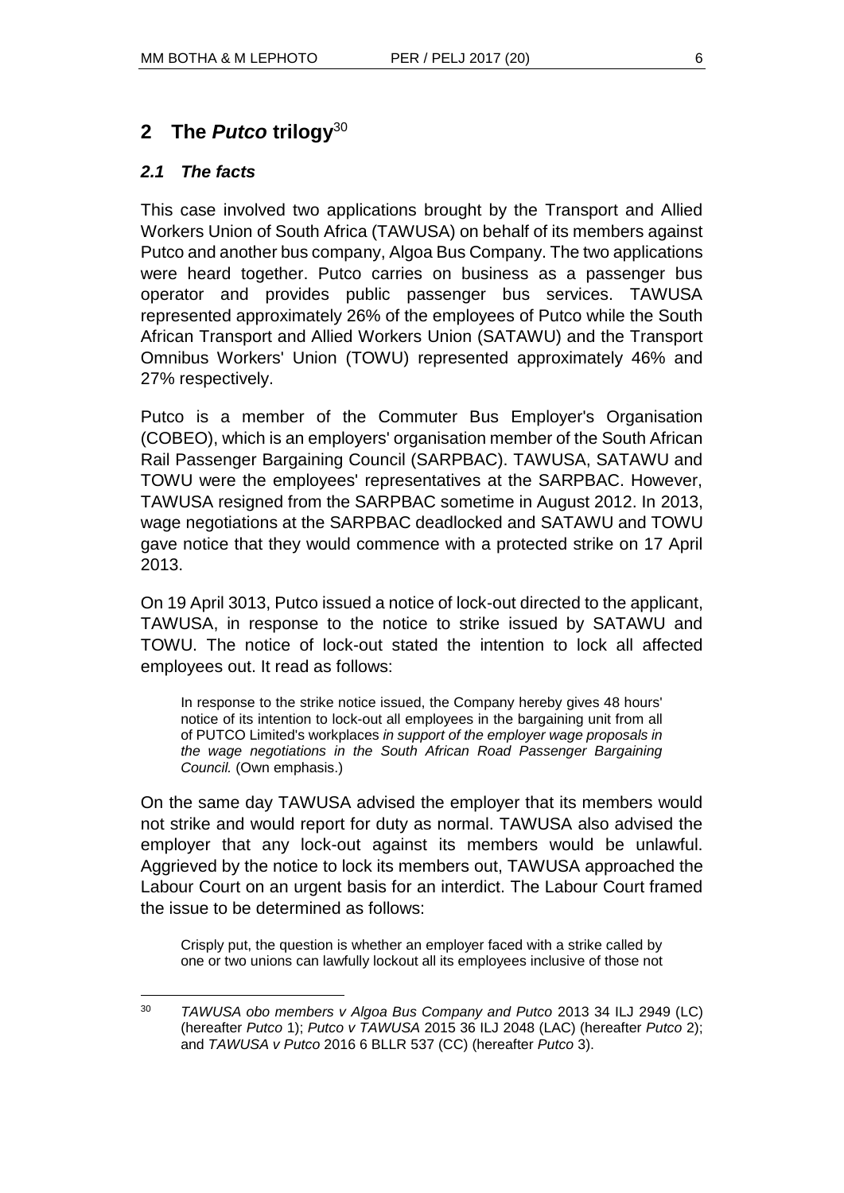## 2 The *Putco* trilogy[30]

### *2.1 The facts*

This case involved two applications brought by the Transport and Allied Workers Union of South Africa (TAWUSA) on behalf of its members against Putco and another bus company, Algoa Bus Company. The two applications were heard together. Putco carries on business as a passenger bus operator and provides public passenger bus services. TAWUSA represented approximately 26% of the employees of Putco while the South African Transport and Allied Workers Union (SATAWU) and the Transport Omnibus Workers' Union (TOWU) represented approximately 46% and 27% respectively.

Putco is a member of the Commuter Bus Employer's Organisation (COBEO), which is an employers' organisation member of the South African Rail Passenger Bargaining Council (SARPBAC). TAWUSA, SATAWU and TOWU were the employees' representatives at the SARPBAC. However, TAWUSA resigned from the SARPBAC sometime in August 2012. In 2013, wage negotiations at the SARPBAC deadlocked and SATAWU and TOWU gave notice that they would commence with a protected strike on 17 April 2013.

On 19 April 3013, Putco issued a notice of lock-out directed to the applicant, TAWUSA, in response to the notice to strike issued by SATAWU and TOWU. The notice of lock-out stated the intention to lock all affected employees out. It read as follows:

> In response to the strike notice issued, the Company hereby gives 48 hours' notice of its intention to lock-out all employees in the bargaining unit from all of PUTCO Limited's workplaces *in support of the employer wage proposals in the wage negotiations in the South African Road Passenger Bargaining Council.* (Own emphasis.)

On the same day TAWUSA advised the employer that its members would not strike and would report for duty as normal. TAWUSA also advised the employer that any lock-out against its members would be unlawful. Aggrieved by the notice to lock its members out, TAWUSA approached the Labour Court on an urgent basis for an interdict. The Labour Court framed the issue to be determined as follows:

> Crisply put, the question is whether an employer faced with a strike called by one or two unions can lawfully lockout all its employees inclusive of those not

---

30 *TAWUSA obo members v Algoa Bus Company and Putco* 2013 34 ILJ 2949 (LC) (hereafter *Putco* 1); *Putco v TAWUSA* 2015 36 ILJ 2048 (LAC) (hereafter *Putco* 2); and *TAWUSA v Putco* 2016 6 BLLR 537 (CC) (hereafter *Putco* 3).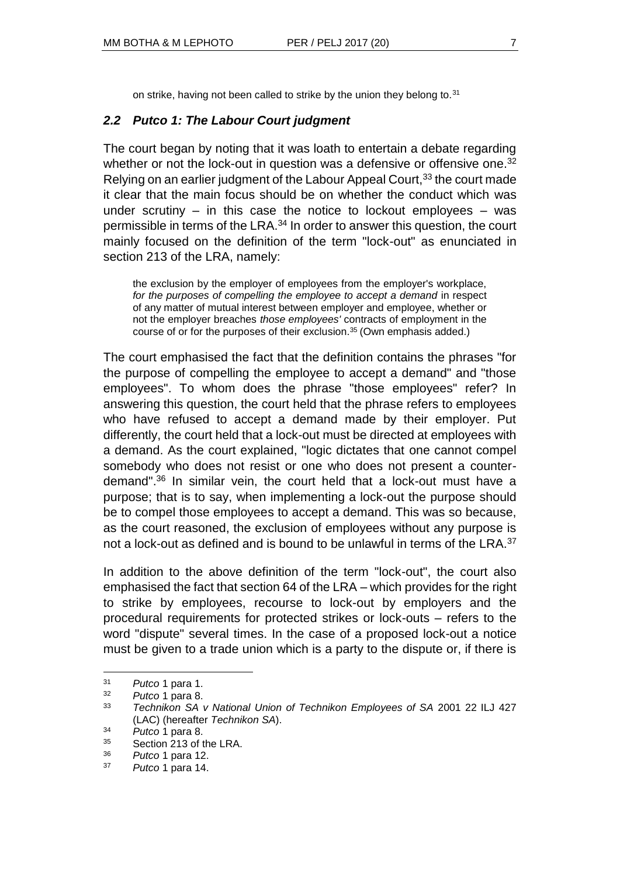on strike, having not been called to strike by the union they belong to.[31]

### *2.2 Putco 1: The Labour Court judgment*

The court began by noting that it was loath to entertain a debate regarding whether or not the lock-out in question was a defensive or offensive one.[32] Relying on an earlier judgment of the Labour Appeal Court,[33] the court made it clear that the main focus should be on whether the conduct which was under scrutiny – in this case the notice to lockout employees – was permissible in terms of the LRA.[34] In order to answer this question, the court mainly focused on the definition of the term "lock-out" as enunciated in section 213 of the LRA, namely:

> the exclusion by the employer of employees from the employer's workplace, *for the purposes of compelling the employee to accept a demand* in respect of any matter of mutual interest between employer and employee, whether or not the employer breaches *those employees'* contracts of employment in the course of or for the purposes of their exclusion.[35] (Own emphasis added.)

The court emphasised the fact that the definition contains the phrases "for the purpose of compelling the employee to accept a demand" and "those employees". To whom does the phrase "those employees" refer? In answering this question, the court held that the phrase refers to employees who have refused to accept a demand made by their employer. Put differently, the court held that a lock-out must be directed at employees with a demand. As the court explained, "logic dictates that one cannot compel somebody who does not resist or one who does not present a counter-demand".[36] In similar vein, the court held that a lock-out must have a purpose; that is to say, when implementing a lock-out the purpose should be to compel those employees to accept a demand. This was so because, as the court reasoned, the exclusion of employees without any purpose is not a lock-out as defined and is bound to be unlawful in terms of the LRA.[37]

In addition to the above definition of the term "lock-out", the court also emphasised the fact that section 64 of the LRA – which provides for the right to strike by employees, recourse to lock-out by employers and the procedural requirements for protected strikes or lock-outs – refers to the word "dispute" several times. In the case of a proposed lock-out a notice must be given to a trade union which is a party to the dispute or, if there is

---

[31] *Putco* 1 para 1.

[32] *Putco* 1 para 8.

[33] *Technikon SA v National Union of Technikon Employees of SA* 2001 22 ILJ 427 (LAC) (hereafter *Technikon SA*).

[34] *Putco* 1 para 8.

[35] Section 213 of the LRA.

[36] *Putco* 1 para 12.

[37] *Putco* 1 para 14.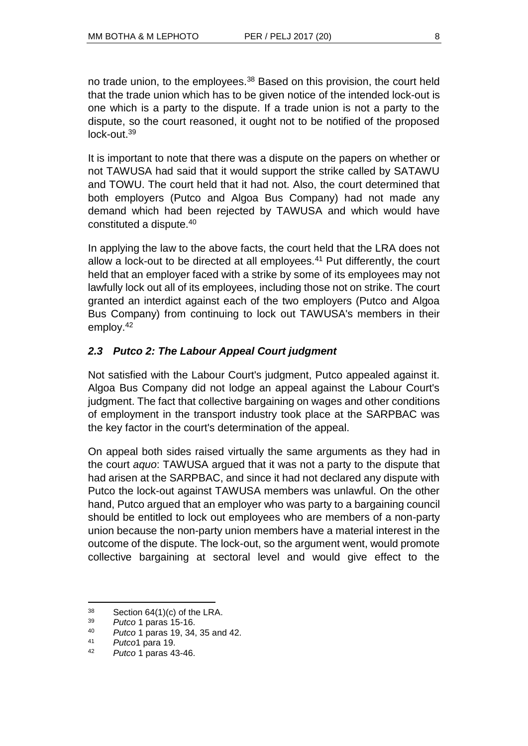no trade union, to the employees.[38] Based on this provision, the court held that the trade union which has to be given notice of the intended lock-out is one which is a party to the dispute. If a trade union is not a party to the dispute, so the court reasoned, it ought not to be notified of the proposed lock-out.[39]

It is important to note that there was a dispute on the papers on whether or not TAWUSA had said that it would support the strike called by SATAWU and TOWU. The court held that it had not. Also, the court determined that both employers (Putco and Algoa Bus Company) had not made any demand which had been rejected by TAWUSA and which would have constituted a dispute.[40]

In applying the law to the above facts, the court held that the LRA does not allow a lock-out to be directed at all employees.[41] Put differently, the court held that an employer faced with a strike by some of its employees may not lawfully lock out all of its employees, including those not on strike. The court granted an interdict against each of the two employers (Putco and Algoa Bus Company) from continuing to lock out TAWUSA's members in their employ.[42]

### *2.3 Putco 2: The Labour Appeal Court judgment*

Not satisfied with the Labour Court's judgment, Putco appealed against it. Algoa Bus Company did not lodge an appeal against the Labour Court's judgment. The fact that collective bargaining on wages and other conditions of employment in the transport industry took place at the SARPBAC was the key factor in the court's determination of the appeal.

On appeal both sides raised virtually the same arguments as they had in the court *aquo*: TAWUSA argued that it was not a party to the dispute that had arisen at the SARPBAC, and since it had not declared any dispute with Putco the lock-out against TAWUSA members was unlawful. On the other hand, Putco argued that an employer who was party to a bargaining council should be entitled to lock out employees who are members of a non-party union because the non-party union members have a material interest in the outcome of the dispute. The lock-out, so the argument went, would promote collective bargaining at sectoral level and would give effect to the

---

38 Section 64(1)(c) of the LRA.

39 *Putco* 1 paras 15-16.

40 *Putco* 1 paras 19, 34, 35 and 42.

41 *Putco*1 para 19.

42 *Putco* 1 paras 43-46.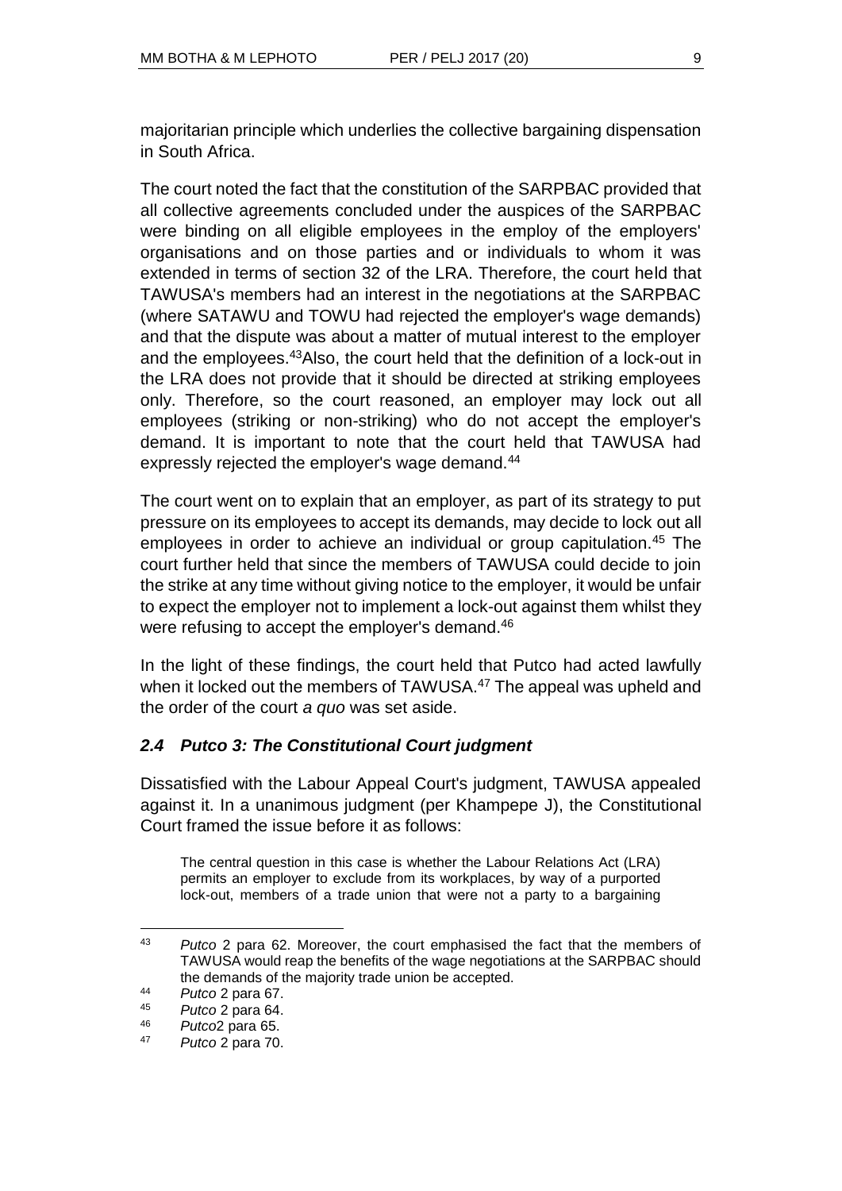majoritarian principle which underlies the collective bargaining dispensation in South Africa.

The court noted the fact that the constitution of the SARPBAC provided that all collective agreements concluded under the auspices of the SARPBAC were binding on all eligible employees in the employ of the employers' organisations and on those parties and or individuals to whom it was extended in terms of section 32 of the LRA. Therefore, the court held that TAWUSA's members had an interest in the negotiations at the SARPBAC (where SATAWU and TOWU had rejected the employer's wage demands) and that the dispute was about a matter of mutual interest to the employer and the employees.[43]Also, the court held that the definition of a lock-out in the LRA does not provide that it should be directed at striking employees only. Therefore, so the court reasoned, an employer may lock out all employees (striking or non-striking) who do not accept the employer's demand. It is important to note that the court held that TAWUSA had expressly rejected the employer's wage demand.[44]

The court went on to explain that an employer, as part of its strategy to put pressure on its employees to accept its demands, may decide to lock out all employees in order to achieve an individual or group capitulation.[45] The court further held that since the members of TAWUSA could decide to join the strike at any time without giving notice to the employer, it would be unfair to expect the employer not to implement a lock-out against them whilst they were refusing to accept the employer's demand.[46]

In the light of these findings, the court held that Putco had acted lawfully when it locked out the members of TAWUSA.[47] The appeal was upheld and the order of the court *a quo* was set aside.

### *2.4 Putco 3: The Constitutional Court judgment*

Dissatisfied with the Labour Appeal Court's judgment, TAWUSA appealed against it. In a unanimous judgment (per Khampepe J), the Constitutional Court framed the issue before it as follows:

> The central question in this case is whether the Labour Relations Act (LRA) permits an employer to exclude from its workplaces, by way of a purported lock-out, members of a trade union that were not a party to a bargaining

---

43 *Putco* 2 para 62. Moreover, the court emphasised the fact that the members of TAWUSA would reap the benefits of the wage negotiations at the SARPBAC should the demands of the majority trade union be accepted.

44 *Putco* 2 para 67.

45 *Putco* 2 para 64.

46 *Putco*2 para 65.

47 *Putco* 2 para 70.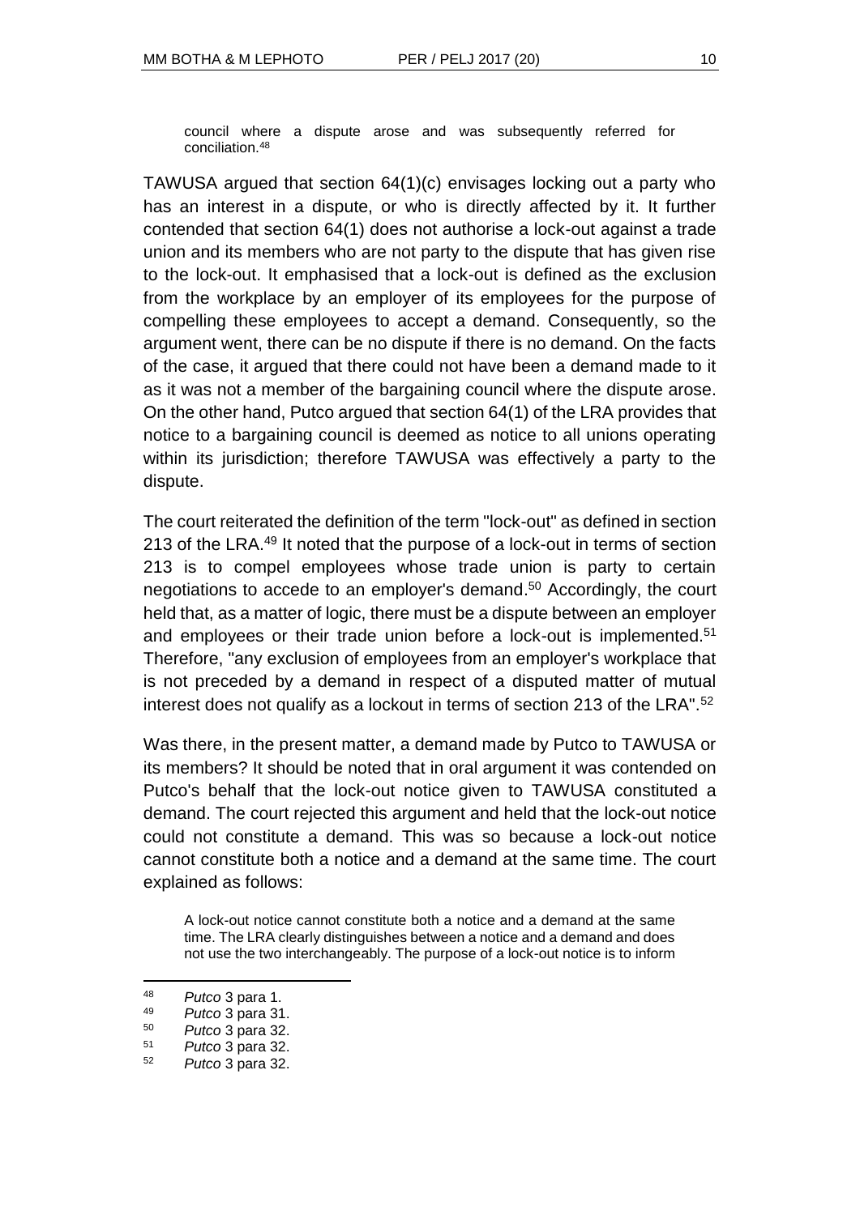> council where a dispute arose and was subsequently referred for conciliation.[48]

TAWUSA argued that section 64(1)(c) envisages locking out a party who has an interest in a dispute, or who is directly affected by it. It further contended that section 64(1) does not authorise a lock-out against a trade union and its members who are not party to the dispute that has given rise to the lock-out. It emphasised that a lock-out is defined as the exclusion from the workplace by an employer of its employees for the purpose of compelling these employees to accept a demand. Consequently, so the argument went, there can be no dispute if there is no demand. On the facts of the case, it argued that there could not have been a demand made to it as it was not a member of the bargaining council where the dispute arose. On the other hand, Putco argued that section 64(1) of the LRA provides that notice to a bargaining council is deemed as notice to all unions operating within its jurisdiction; therefore TAWUSA was effectively a party to the dispute.

The court reiterated the definition of the term "lock-out" as defined in section 213 of the LRA.[49] It noted that the purpose of a lock-out in terms of section 213 is to compel employees whose trade union is party to certain negotiations to accede to an employer's demand.[50] Accordingly, the court held that, as a matter of logic, there must be a dispute between an employer and employees or their trade union before a lock-out is implemented.[51] Therefore, "any exclusion of employees from an employer's workplace that is not preceded by a demand in respect of a disputed matter of mutual interest does not qualify as a lockout in terms of section 213 of the LRA".[52]

Was there, in the present matter, a demand made by Putco to TAWUSA or its members? It should be noted that in oral argument it was contended on Putco's behalf that the lock-out notice given to TAWUSA constituted a demand. The court rejected this argument and held that the lock-out notice could not constitute a demand. This was so because a lock-out notice cannot constitute both a notice and a demand at the same time. The court explained as follows:

> A lock-out notice cannot constitute both a notice and a demand at the same time. The LRA clearly distinguishes between a notice and a demand and does not use the two interchangeably. The purpose of a lock-out notice is to inform

---

[48] *Putco* 3 para 1.
[49] *Putco* 3 para 31.
[50] *Putco* 3 para 32.
[51] *Putco* 3 para 32.
[52] *Putco* 3 para 32.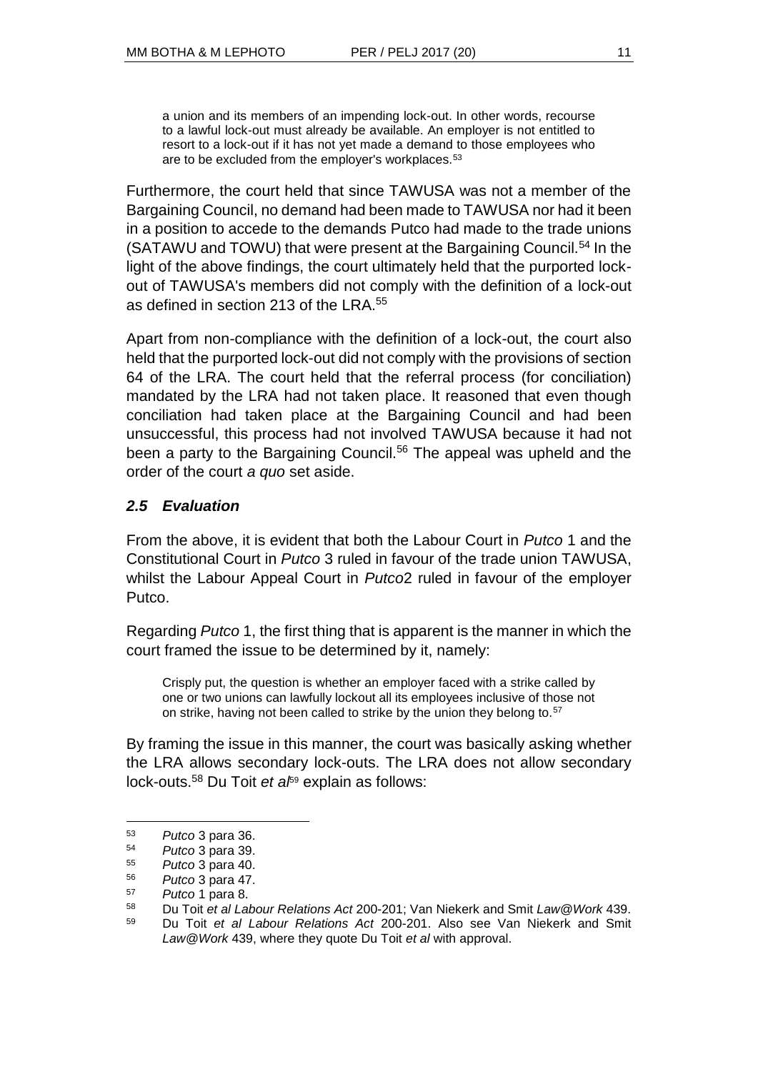> a union and its members of an impending lock-out. In other words, recourse to a lawful lock-out must already be available. An employer is not entitled to resort to a lock-out if it has not yet made a demand to those employees who are to be excluded from the employer's workplaces.[53]

Furthermore, the court held that since TAWUSA was not a member of the Bargaining Council, no demand had been made to TAWUSA nor had it been in a position to accede to the demands Putco had made to the trade unions (SATAWU and TOWU) that were present at the Bargaining Council.[54] In the light of the above findings, the court ultimately held that the purported lock-out of TAWUSA's members did not comply with the definition of a lock-out as defined in section 213 of the LRA.[55]

Apart from non-compliance with the definition of a lock-out, the court also held that the purported lock-out did not comply with the provisions of section 64 of the LRA. The court held that the referral process (for conciliation) mandated by the LRA had not taken place. It reasoned that even though conciliation had taken place at the Bargaining Council and had been unsuccessful, this process had not involved TAWUSA because it had not been a party to the Bargaining Council.[56] The appeal was upheld and the order of the court *a quo* set aside.

### *2.5 Evaluation*

From the above, it is evident that both the Labour Court in *Putco* 1 and the Constitutional Court in *Putco* 3 ruled in favour of the trade union TAWUSA, whilst the Labour Appeal Court in *Putco*2 ruled in favour of the employer Putco.

Regarding *Putco* 1, the first thing that is apparent is the manner in which the court framed the issue to be determined by it, namely:

> Crisply put, the question is whether an employer faced with a strike called by one or two unions can lawfully lockout all its employees inclusive of those not on strike, having not been called to strike by the union they belong to.[57]

By framing the issue in this manner, the court was basically asking whether the LRA allows secondary lock-outs. The LRA does not allow secondary lock-outs.[58] Du Toit *et al*[59] explain as follows:

---

[53] *Putco* 3 para 36.

[54] *Putco* 3 para 39.

[55] *Putco* 3 para 40.

[56] *Putco* 3 para 47.

[57] *Putco* 1 para 8.

[58] Du Toit *et al Labour Relations Act* 200-201; Van Niekerk and Smit *Law@Work* 439.

[59] Du Toit *et al Labour Relations Act* 200-201. Also see Van Niekerk and Smit *Law@Work* 439, where they quote Du Toit *et al* with approval.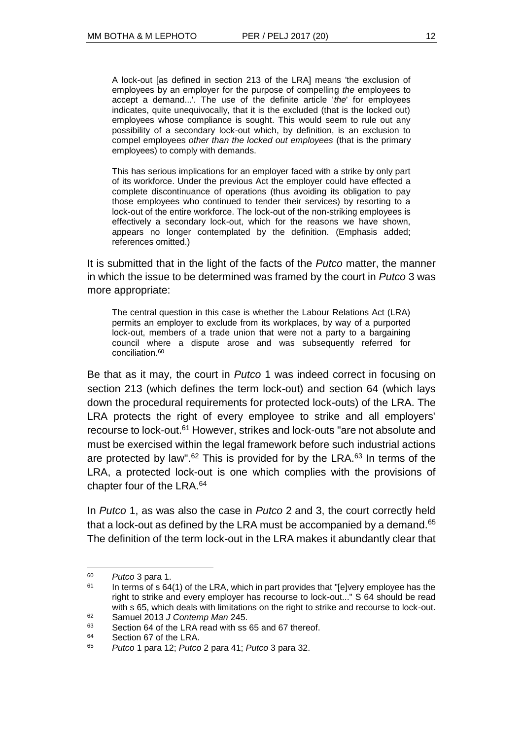> A lock-out [as defined in section 213 of the LRA] means 'the exclusion of employees by an employer for the purpose of compelling *the* employees to accept a demand...'. The use of the definite article '*the*' for employees indicates, quite unequivocally, that it is the excluded (that is the locked out) employees whose compliance is sought. This would seem to rule out any possibility of a secondary lock-out which, by definition, is an exclusion to compel employees *other than the locked out employees* (that is the primary employees) to comply with demands.
>
> This has serious implications for an employer faced with a strike by only part of its workforce. Under the previous Act the employer could have effected a complete discontinuance of operations (thus avoiding its obligation to pay those employees who continued to tender their services) by resorting to a lock-out of the entire workforce. The lock-out of the non-striking employees is effectively a secondary lock-out, which for the reasons we have shown, appears no longer contemplated by the definition. (Emphasis added; references omitted.)

It is submitted that in the light of the facts of the *Putco* matter, the manner in which the issue to be determined was framed by the court in *Putco* 3 was more appropriate:

> The central question in this case is whether the Labour Relations Act (LRA) permits an employer to exclude from its workplaces, by way of a purported lock-out, members of a trade union that were not a party to a bargaining council where a dispute arose and was subsequently referred for conciliation.[60]

Be that as it may, the court in *Putco* 1 was indeed correct in focusing on section 213 (which defines the term lock-out) and section 64 (which lays down the procedural requirements for protected lock-outs) of the LRA. The LRA protects the right of every employee to strike and all employers' recourse to lock-out.[61] However, strikes and lock-outs "are not absolute and must be exercised within the legal framework before such industrial actions are protected by law".[62] This is provided for by the LRA.[63] In terms of the LRA, a protected lock-out is one which complies with the provisions of chapter four of the LRA.[64]

In *Putco* 1, as was also the case in *Putco* 2 and 3, the court correctly held that a lock-out as defined by the LRA must be accompanied by a demand.[65] The definition of the term lock-out in the LRA makes it abundantly clear that

---

[60] *Putco* 3 para 1.

[61] In terms of s 64(1) of the LRA, which in part provides that "[e]very employee has the right to strike and every employer has recourse to lock-out..." S 64 should be read with s 65, which deals with limitations on the right to strike and recourse to lock-out.

[62] Samuel 2013 *J Contemp Man* 245.

[63] Section 64 of the LRA read with ss 65 and 67 thereof.

[64] Section 67 of the LRA.

[65] *Putco* 1 para 12; *Putco* 2 para 41; *Putco* 3 para 32.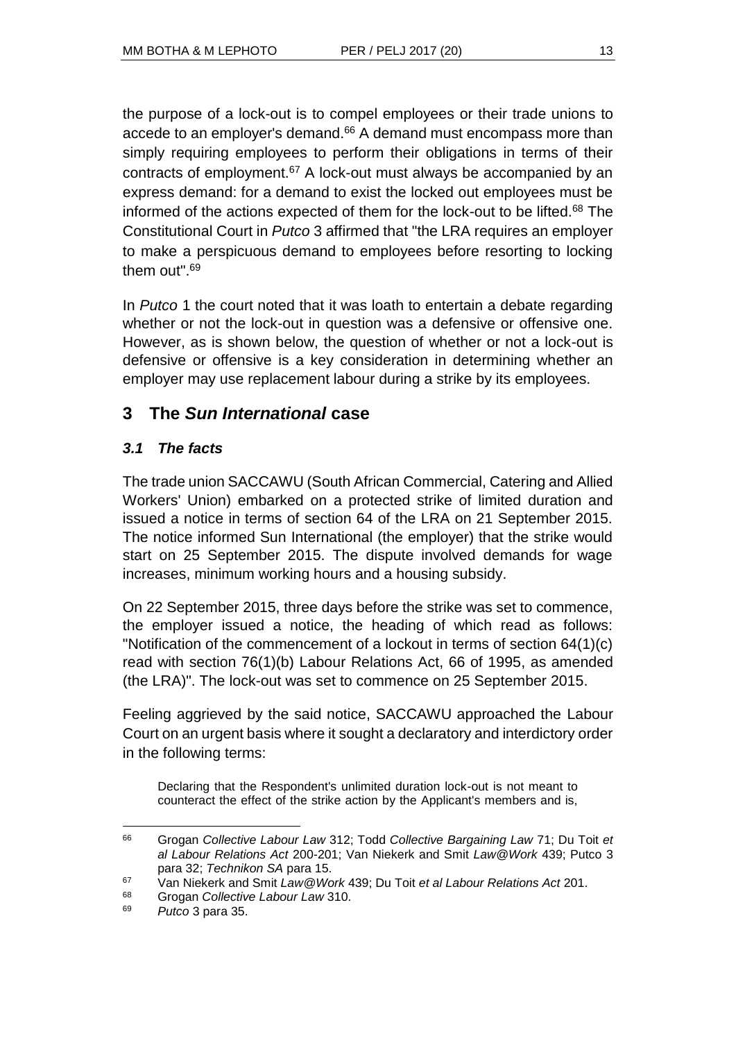the purpose of a lock-out is to compel employees or their trade unions to accede to an employer's demand.[66] A demand must encompass more than simply requiring employees to perform their obligations in terms of their contracts of employment.[67] A lock-out must always be accompanied by an express demand: for a demand to exist the locked out employees must be informed of the actions expected of them for the lock-out to be lifted.[68] The Constitutional Court in *Putco* 3 affirmed that "the LRA requires an employer to make a perspicuous demand to employees before resorting to locking them out".[69]

In *Putco* 1 the court noted that it was loath to entertain a debate regarding whether or not the lock-out in question was a defensive or offensive one. However, as is shown below, the question of whether or not a lock-out is defensive or offensive is a key consideration in determining whether an employer may use replacement labour during a strike by its employees.

## 3 The *Sun International* case

### *3.1 The facts*

The trade union SACCAWU (South African Commercial, Catering and Allied Workers' Union) embarked on a protected strike of limited duration and issued a notice in terms of section 64 of the LRA on 21 September 2015. The notice informed Sun International (the employer) that the strike would start on 25 September 2015. The dispute involved demands for wage increases, minimum working hours and a housing subsidy.

On 22 September 2015, three days before the strike was set to commence, the employer issued a notice, the heading of which read as follows: "Notification of the commencement of a lockout in terms of section 64(1)(c) read with section 76(1)(b) Labour Relations Act, 66 of 1995, as amended (the LRA)". The lock-out was set to commence on 25 September 2015.

Feeling aggrieved by the said notice, SACCAWU approached the Labour Court on an urgent basis where it sought a declaratory and interdictory order in the following terms:

> Declaring that the Respondent's unlimited duration lock-out is not meant to counteract the effect of the strike action by the Applicant's members and is,

---

[66] Grogan *Collective Labour Law* 312; Todd *Collective Bargaining Law* 71; Du Toit *et al Labour Relations Act* 200-201; Van Niekerk and Smit *Law@Work* 439; Putco 3 para 32; *Technikon SA* para 15.

[67] Van Niekerk and Smit *Law@Work* 439; Du Toit *et al Labour Relations Act* 201.

[68] Grogan *Collective Labour Law* 310.

[69] *Putco* 3 para 35.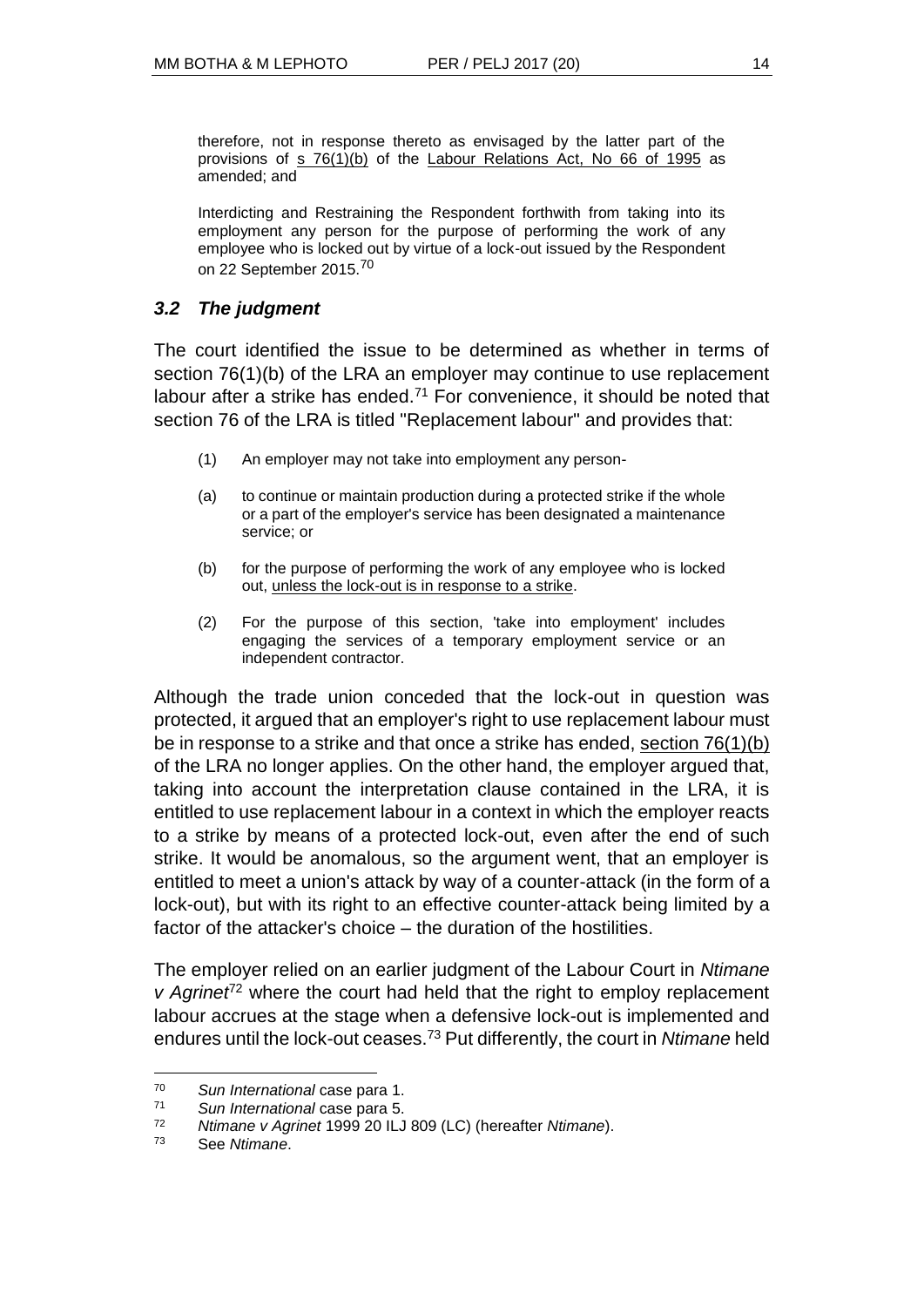therefore, not in response thereto as envisaged by the latter part of the provisions of s 76(1)(b) of the Labour Relations Act, No 66 of 1995 as amended; and

Interdicting and Restraining the Respondent forthwith from taking into its employment any person for the purpose of performing the work of any employee who is locked out by virtue of a lock-out issued by the Respondent on 22 September 2015.[70]

### *3.2 The judgment*

The court identified the issue to be determined as whether in terms of section 76(1)(b) of the LRA an employer may continue to use replacement labour after a strike has ended.[71] For convenience, it should be noted that section 76 of the LRA is titled "Replacement labour" and provides that:

> (1) An employer may not take into employment any person-
>
> (a) to continue or maintain production during a protected strike if the whole or a part of the employer's service has been designated a maintenance service; or
>
> (b) for the purpose of performing the work of any employee who is locked out, unless the lock-out is in response to a strike.
>
> (2) For the purpose of this section, 'take into employment' includes engaging the services of a temporary employment service or an independent contractor.

Although the trade union conceded that the lock-out in question was protected, it argued that an employer's right to use replacement labour must be in response to a strike and that once a strike has ended, section 76(1)(b) of the LRA no longer applies. On the other hand, the employer argued that, taking into account the interpretation clause contained in the LRA, it is entitled to use replacement labour in a context in which the employer reacts to a strike by means of a protected lock-out, even after the end of such strike. It would be anomalous, so the argument went, that an employer is entitled to meet a union's attack by way of a counter-attack (in the form of a lock-out), but with its right to an effective counter-attack being limited by a factor of the attacker's choice – the duration of the hostilities.

The employer relied on an earlier judgment of the Labour Court in *Ntimane v Agrinet*[72] where the court had held that the right to employ replacement labour accrues at the stage when a defensive lock-out is implemented and endures until the lock-out ceases.[73] Put differently, the court in *Ntimane* held

---

[70] *Sun International* case para 1.

[71] *Sun International* case para 5.

[72] *Ntimane v Agrinet* 1999 20 ILJ 809 (LC) (hereafter *Ntimane*).

[73] See *Ntimane*.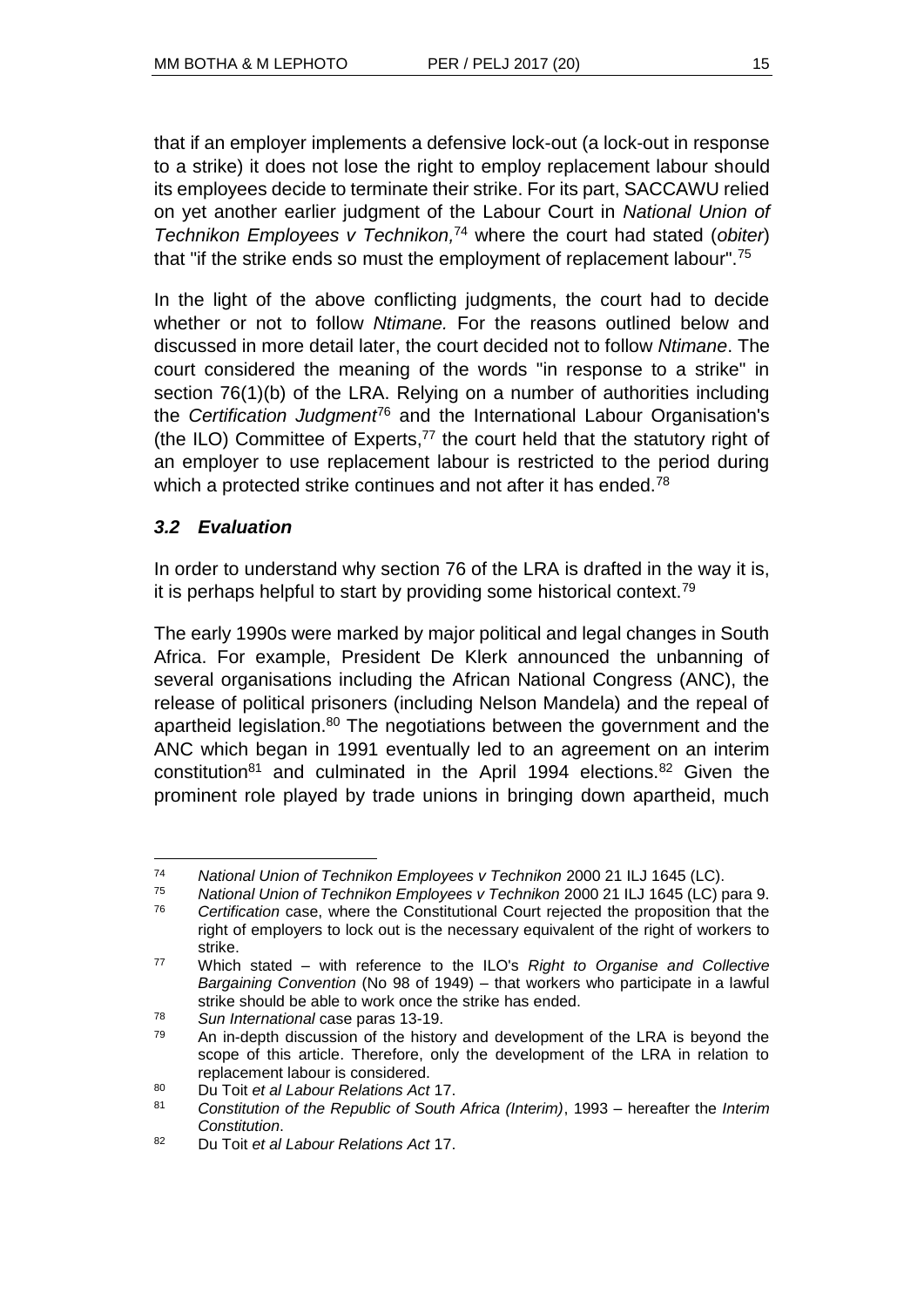that if an employer implements a defensive lock-out (a lock-out in response to a strike) it does not lose the right to employ replacement labour should its employees decide to terminate their strike. For its part, SACCAWU relied on yet another earlier judgment of the Labour Court in *National Union of Technikon Employees v Technikon,*[74] where the court had stated (*obiter*) that "if the strike ends so must the employment of replacement labour".[75]

In the light of the above conflicting judgments, the court had to decide whether or not to follow *Ntimane.* For the reasons outlined below and discussed in more detail later, the court decided not to follow *Ntimane*. The court considered the meaning of the words "in response to a strike" in section 76(1)(b) of the LRA. Relying on a number of authorities including the *Certification Judgment*[76] and the International Labour Organisation's (the ILO) Committee of Experts,[77] the court held that the statutory right of an employer to use replacement labour is restricted to the period during which a protected strike continues and not after it has ended.[78]

### *3.2 Evaluation*

In order to understand why section 76 of the LRA is drafted in the way it is, it is perhaps helpful to start by providing some historical context.[79]

The early 1990s were marked by major political and legal changes in South Africa. For example, President De Klerk announced the unbanning of several organisations including the African National Congress (ANC), the release of political prisoners (including Nelson Mandela) and the repeal of apartheid legislation.[80] The negotiations between the government and the ANC which began in 1991 eventually led to an agreement on an interim constitution[81] and culminated in the April 1994 elections.[82] Given the prominent role played by trade unions in bringing down apartheid, much

---

74 *National Union of Technikon Employees v Technikon* 2000 21 ILJ 1645 (LC).

75 *National Union of Technikon Employees v Technikon* 2000 21 ILJ 1645 (LC) para 9.

76 *Certification* case, where the Constitutional Court rejected the proposition that the right of employers to lock out is the necessary equivalent of the right of workers to strike.

77 Which stated – with reference to the ILO's *Right to Organise and Collective Bargaining Convention* (No 98 of 1949) – that workers who participate in a lawful strike should be able to work once the strike has ended.

78 *Sun International* case paras 13-19.

79 An in-depth discussion of the history and development of the LRA is beyond the scope of this article. Therefore, only the development of the LRA in relation to replacement labour is considered.

80 Du Toit *et al Labour Relations Act* 17.

81 *Constitution of the Republic of South Africa (Interim)*, 1993 – hereafter the *Interim Constitution*.

82 Du Toit *et al Labour Relations Act* 17.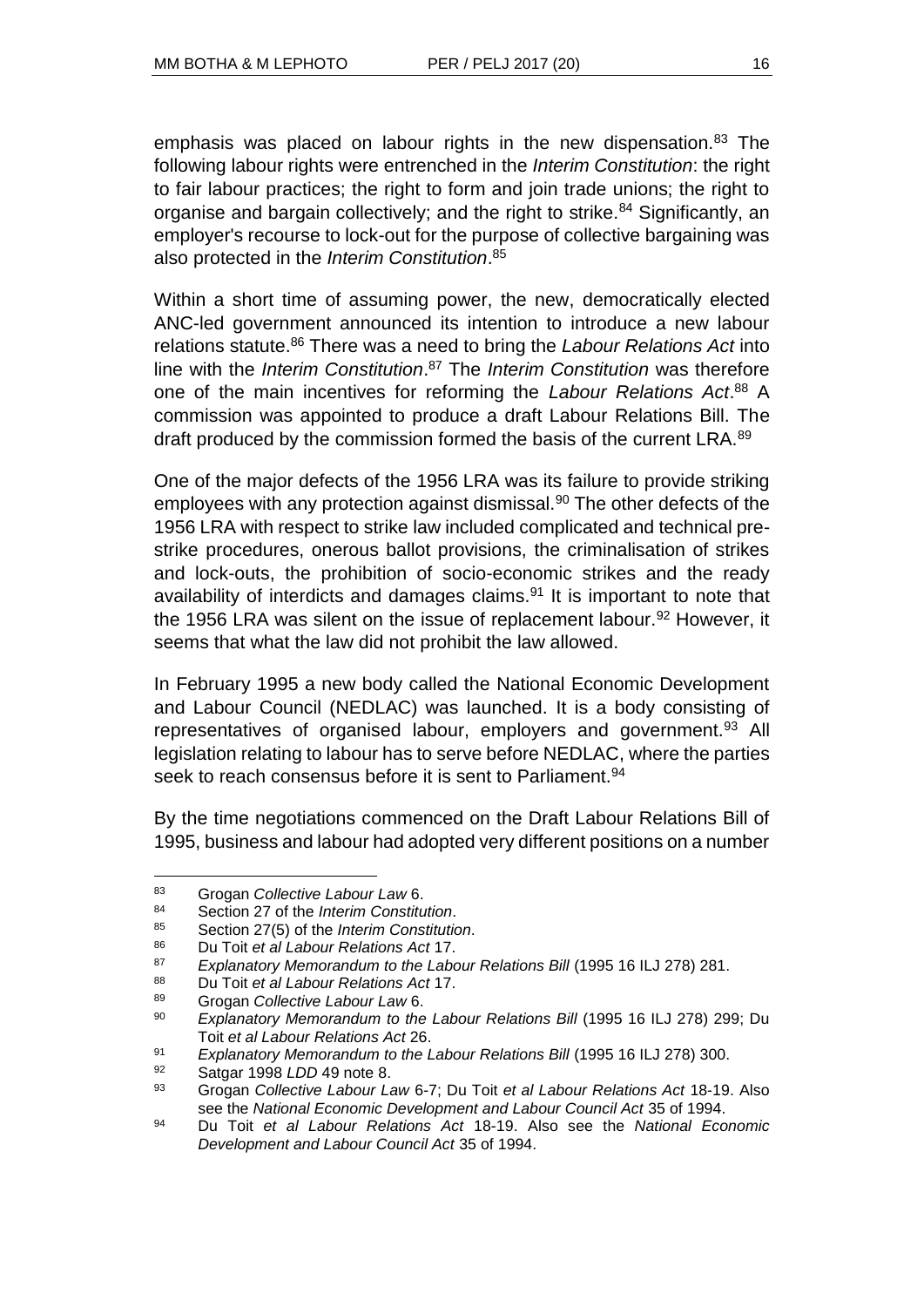emphasis was placed on labour rights in the new dispensation.[83] The following labour rights were entrenched in the *Interim Constitution*: the right to fair labour practices; the right to form and join trade unions; the right to organise and bargain collectively; and the right to strike.[84] Significantly, an employer's recourse to lock-out for the purpose of collective bargaining was also protected in the *Interim Constitution*.[85]

Within a short time of assuming power, the new, democratically elected ANC-led government announced its intention to introduce a new labour relations statute.[86] There was a need to bring the *Labour Relations Act* into line with the *Interim Constitution*.[87] The *Interim Constitution* was therefore one of the main incentives for reforming the *Labour Relations Act*.[88] A commission was appointed to produce a draft Labour Relations Bill. The draft produced by the commission formed the basis of the current LRA.[89]

One of the major defects of the 1956 LRA was its failure to provide striking employees with any protection against dismissal.[90] The other defects of the 1956 LRA with respect to strike law included complicated and technical pre-strike procedures, onerous ballot provisions, the criminalisation of strikes and lock-outs, the prohibition of socio-economic strikes and the ready availability of interdicts and damages claims.[91] It is important to note that the 1956 LRA was silent on the issue of replacement labour.[92] However, it seems that what the law did not prohibit the law allowed.

In February 1995 a new body called the National Economic Development and Labour Council (NEDLAC) was launched. It is a body consisting of representatives of organised labour, employers and government.[93] All legislation relating to labour has to serve before NEDLAC, where the parties seek to reach consensus before it is sent to Parliament.[94]

By the time negotiations commenced on the Draft Labour Relations Bill of 1995, business and labour had adopted very different positions on a number

---

83 Grogan *Collective Labour Law* 6.

84 Section 27 of the *Interim Constitution*.

85 Section 27(5) of the *Interim Constitution*.

86 Du Toit *et al Labour Relations Act* 17.

87 *Explanatory Memorandum to the Labour Relations Bill* (1995 16 ILJ 278) 281.

88 Du Toit *et al Labour Relations Act* 17.

89 Grogan *Collective Labour Law* 6.

90 *Explanatory Memorandum to the Labour Relations Bill* (1995 16 ILJ 278) 299; Du Toit *et al Labour Relations Act* 26.

91 *Explanatory Memorandum to the Labour Relations Bill* (1995 16 ILJ 278) 300.

92 Satgar 1998 *LDD* 49 note 8.

93 Grogan *Collective Labour Law* 6-7; Du Toit *et al Labour Relations Act* 18-19. Also see the *National Economic Development and Labour Council Act* 35 of 1994.

94 Du Toit *et al Labour Relations Act* 18-19. Also see the *National Economic Development and Labour Council Act* 35 of 1994.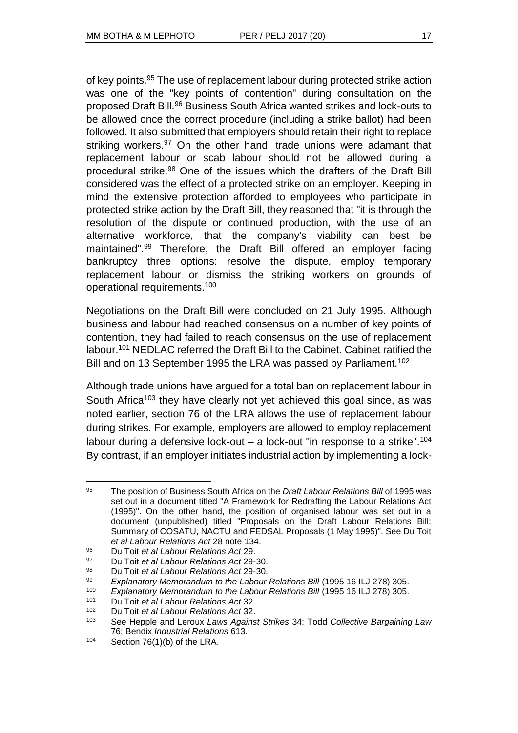of key points.[95] The use of replacement labour during protected strike action was one of the "key points of contention" during consultation on the proposed Draft Bill.[96] Business South Africa wanted strikes and lock-outs to be allowed once the correct procedure (including a strike ballot) had been followed. It also submitted that employers should retain their right to replace striking workers.[97] On the other hand, trade unions were adamant that replacement labour or scab labour should not be allowed during a procedural strike.[98] One of the issues which the drafters of the Draft Bill considered was the effect of a protected strike on an employer. Keeping in mind the extensive protection afforded to employees who participate in protected strike action by the Draft Bill, they reasoned that "it is through the resolution of the dispute or continued production, with the use of an alternative workforce, that the company's viability can best be maintained".[99] Therefore, the Draft Bill offered an employer facing bankruptcy three options: resolve the dispute, employ temporary replacement labour or dismiss the striking workers on grounds of operational requirements.[100]

Negotiations on the Draft Bill were concluded on 21 July 1995. Although business and labour had reached consensus on a number of key points of contention, they had failed to reach consensus on the use of replacement labour.[101] NEDLAC referred the Draft Bill to the Cabinet. Cabinet ratified the Bill and on 13 September 1995 the LRA was passed by Parliament.[102]

Although trade unions have argued for a total ban on replacement labour in South Africa[103] they have clearly not yet achieved this goal since, as was noted earlier, section 76 of the LRA allows the use of replacement labour during strikes. For example, employers are allowed to employ replacement labour during a defensive lock-out – a lock-out "in response to a strike".[104] By contrast, if an employer initiates industrial action by implementing a lock-

---

95 The position of Business South Africa on the *Draft Labour Relations Bill* of 1995 was set out in a document titled "A Framework for Redrafting the Labour Relations Act (1995)". On the other hand, the position of organised labour was set out in a document (unpublished) titled "Proposals on the Draft Labour Relations Bill: Summary of COSATU, NACTU and FEDSAL Proposals (1 May 1995)". See Du Toit *et al Labour Relations Act* 28 note 134.

96 Du Toit *et al Labour Relations Act* 29.

97 Du Toit *et al Labour Relations Act* 29-30.

98 Du Toit *et al Labour Relations Act* 29-30.

99 *Explanatory Memorandum to the Labour Relations Bill* (1995 16 ILJ 278) 305.

100 *Explanatory Memorandum to the Labour Relations Bill* (1995 16 ILJ 278) 305.

101 Du Toit *et al Labour Relations Act* 32.

102 Du Toit *et al Labour Relations Act* 32.

103 See Hepple and Leroux *Laws Against Strikes* 34; Todd *Collective Bargaining Law* 76; Bendix *Industrial Relations* 613.

104 Section 76(1)(b) of the LRA.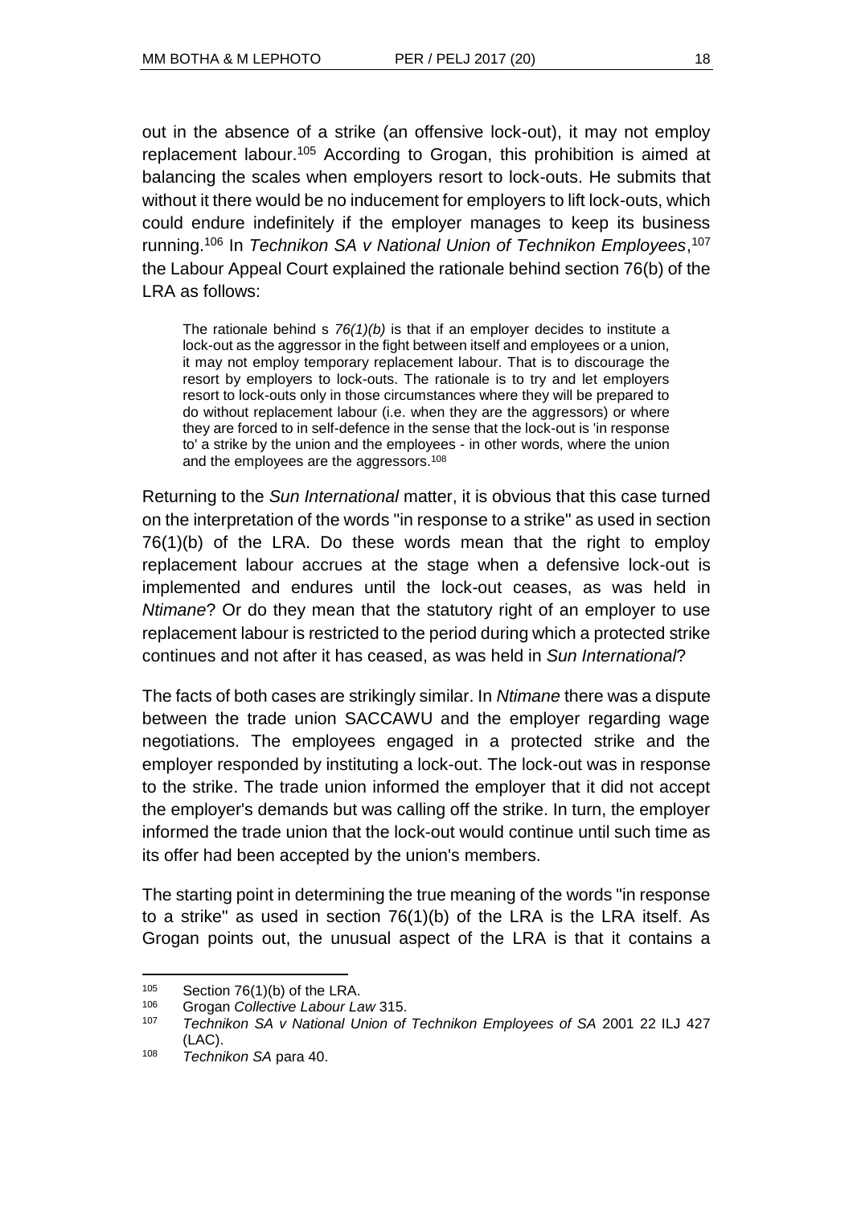out in the absence of a strike (an offensive lock-out), it may not employ replacement labour.[105] According to Grogan, this prohibition is aimed at balancing the scales when employers resort to lock-outs. He submits that without it there would be no inducement for employers to lift lock-outs, which could endure indefinitely if the employer manages to keep its business running.[106] In *Technikon SA v National Union of Technikon Employees*,[107] the Labour Appeal Court explained the rationale behind section 76(b) of the LRA as follows:

> The rationale behind s *76(1)(b)* is that if an employer decides to institute a lock-out as the aggressor in the fight between itself and employees or a union, it may not employ temporary replacement labour. That is to discourage the resort by employers to lock-outs. The rationale is to try and let employers resort to lock-outs only in those circumstances where they will be prepared to do without replacement labour (i.e. when they are the aggressors) or where they are forced to in self-defence in the sense that the lock-out is 'in response to' a strike by the union and the employees - in other words, where the union and the employees are the aggressors.[108]

Returning to the *Sun International* matter, it is obvious that this case turned on the interpretation of the words "in response to a strike" as used in section 76(1)(b) of the LRA. Do these words mean that the right to employ replacement labour accrues at the stage when a defensive lock-out is implemented and endures until the lock-out ceases, as was held in *Ntimane*? Or do they mean that the statutory right of an employer to use replacement labour is restricted to the period during which a protected strike continues and not after it has ceased, as was held in *Sun International*?

The facts of both cases are strikingly similar. In *Ntimane* there was a dispute between the trade union SACCAWU and the employer regarding wage negotiations. The employees engaged in a protected strike and the employer responded by instituting a lock-out. The lock-out was in response to the strike. The trade union informed the employer that it did not accept the employer's demands but was calling off the strike. In turn, the employer informed the trade union that the lock-out would continue until such time as its offer had been accepted by the union's members.

The starting point in determining the true meaning of the words "in response to a strike" as used in section 76(1)(b) of the LRA is the LRA itself. As Grogan points out, the unusual aspect of the LRA is that it contains a

---

105 Section 76(1)(b) of the LRA.

106 Grogan *Collective Labour Law* 315.

107 *Technikon SA v National Union of Technikon Employees of SA* 2001 22 ILJ 427 (LAC).

108 *Technikon SA* para 40.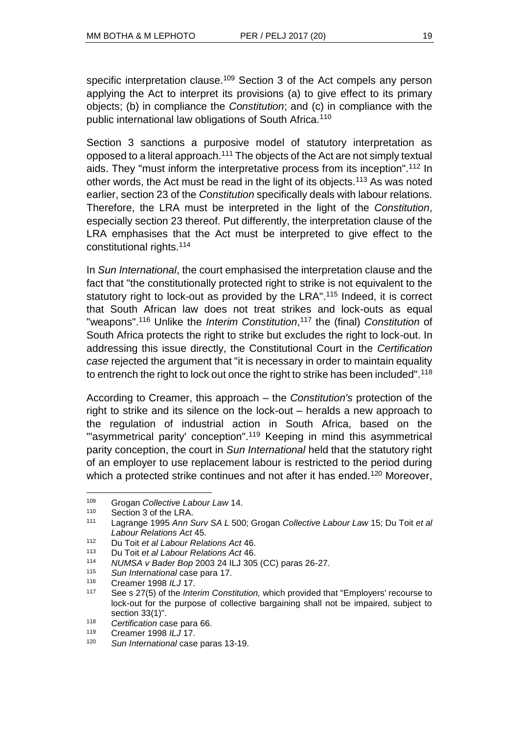specific interpretation clause.[109] Section 3 of the Act compels any person applying the Act to interpret its provisions (a) to give effect to its primary objects; (b) in compliance the *Constitution*; and (c) in compliance with the public international law obligations of South Africa.[110]

Section 3 sanctions a purposive model of statutory interpretation as opposed to a literal approach.[111] The objects of the Act are not simply textual aids. They "must inform the interpretative process from its inception".[112] In other words, the Act must be read in the light of its objects.[113] As was noted earlier, section 23 of the *Constitution* specifically deals with labour relations. Therefore, the LRA must be interpreted in the light of the *Constitution*, especially section 23 thereof. Put differently, the interpretation clause of the LRA emphasises that the Act must be interpreted to give effect to the constitutional rights.[114]

In *Sun International*, the court emphasised the interpretation clause and the fact that "the constitutionally protected right to strike is not equivalent to the statutory right to lock-out as provided by the LRA".[115] Indeed, it is correct that South African law does not treat strikes and lock-outs as equal "weapons".[116] Unlike the *Interim Constitution*,[117] the (final) *Constitution* of South Africa protects the right to strike but excludes the right to lock-out. In addressing this issue directly, the Constitutional Court in the *Certification case* rejected the argument that "it is necessary in order to maintain equality to entrench the right to lock out once the right to strike has been included".[118]

According to Creamer, this approach – the *Constitution's* protection of the right to strike and its silence on the lock-out – heralds a new approach to the regulation of industrial action in South Africa, based on the "'asymmetrical parity' conception".[119] Keeping in mind this asymmetrical parity conception, the court in *Sun International* held that the statutory right of an employer to use replacement labour is restricted to the period during which a protected strike continues and not after it has ended.[120] Moreover,

---

[109] Grogan *Collective Labour Law* 14.

[110] Section 3 of the LRA.

[111] Lagrange 1995 *Ann Surv SA L* 500; Grogan *Collective Labour Law* 15; Du Toit *et al Labour Relations Act* 45.

[112] Du Toit *et al Labour Relations Act* 46.

[113] Du Toit *et al Labour Relations Act* 46.

[114] *NUMSA v Bader Bop* 2003 24 ILJ 305 (CC) paras 26-27.

[115] *Sun International* case para 17.

[116] Creamer 1998 *ILJ* 17.

[117] See s 27(5) of the *Interim Constitution,* which provided that "Employers' recourse to lock-out for the purpose of collective bargaining shall not be impaired, subject to section 33(1)".

[118] *Certification* case para 66.

[119] Creamer 1998 *ILJ* 17.

[120] *Sun International* case paras 13-19.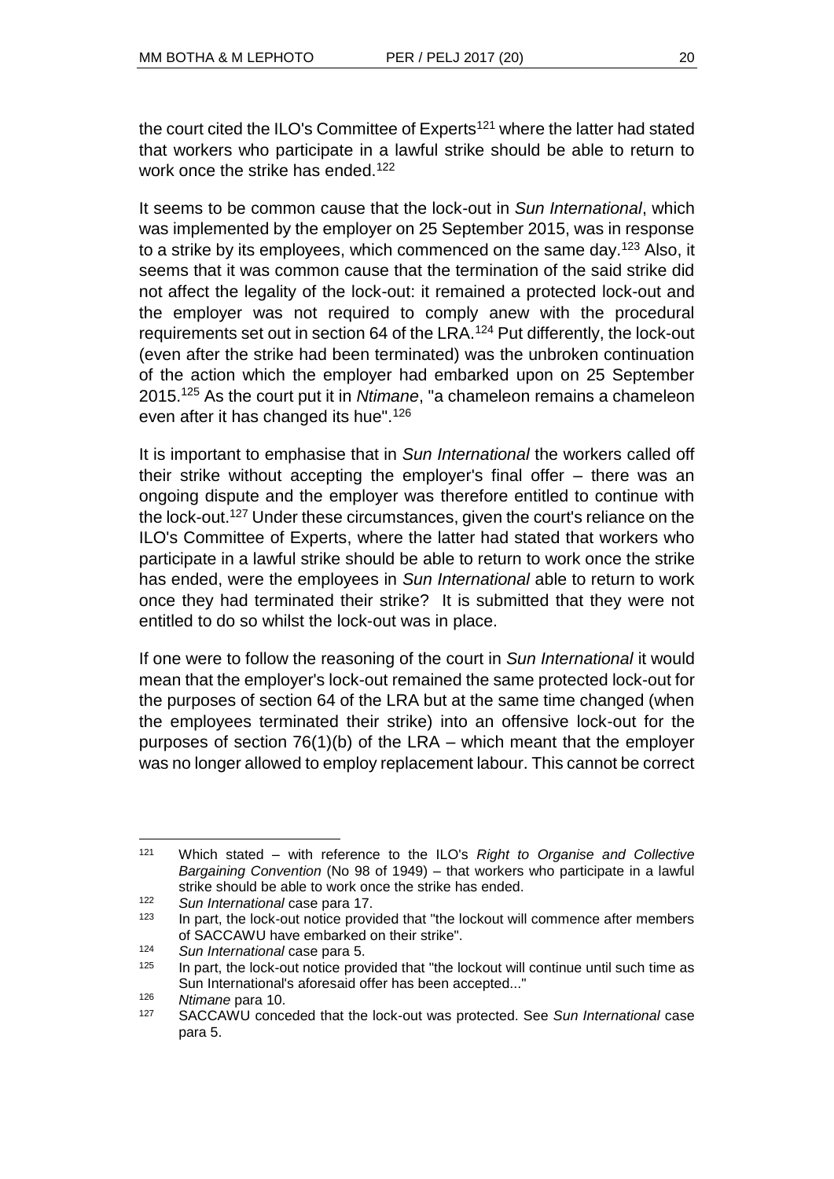the court cited the ILO's Committee of Experts[121] where the latter had stated that workers who participate in a lawful strike should be able to return to work once the strike has ended.[122]

It seems to be common cause that the lock-out in *Sun International*, which was implemented by the employer on 25 September 2015, was in response to a strike by its employees, which commenced on the same day.[123] Also, it seems that it was common cause that the termination of the said strike did not affect the legality of the lock-out: it remained a protected lock-out and the employer was not required to comply anew with the procedural requirements set out in section 64 of the LRA.[124] Put differently, the lock-out (even after the strike had been terminated) was the unbroken continuation of the action which the employer had embarked upon on 25 September 2015.[125] As the court put it in *Ntimane*, "a chameleon remains a chameleon even after it has changed its hue".[126]

It is important to emphasise that in *Sun International* the workers called off their strike without accepting the employer's final offer – there was an ongoing dispute and the employer was therefore entitled to continue with the lock-out.[127] Under these circumstances, given the court's reliance on the ILO's Committee of Experts, where the latter had stated that workers who participate in a lawful strike should be able to return to work once the strike has ended, were the employees in *Sun International* able to return to work once they had terminated their strike? It is submitted that they were not entitled to do so whilst the lock-out was in place.

If one were to follow the reasoning of the court in *Sun International* it would mean that the employer's lock-out remained the same protected lock-out for the purposes of section 64 of the LRA but at the same time changed (when the employees terminated their strike) into an offensive lock-out for the purposes of section 76(1)(b) of the LRA – which meant that the employer was no longer allowed to employ replacement labour. This cannot be correct

---

121 Which stated – with reference to the ILO's *Right to Organise and Collective Bargaining Convention* (No 98 of 1949) – that workers who participate in a lawful strike should be able to work once the strike has ended.

122 *Sun International* case para 17.

123 In part, the lock-out notice provided that "the lockout will commence after members of SACCAWU have embarked on their strike".

124 *Sun International* case para 5.

125 In part, the lock-out notice provided that "the lockout will continue until such time as Sun International's aforesaid offer has been accepted..."

126 *Ntimane* para 10.

127 SACCAWU conceded that the lock-out was protected. See *Sun International* case para 5.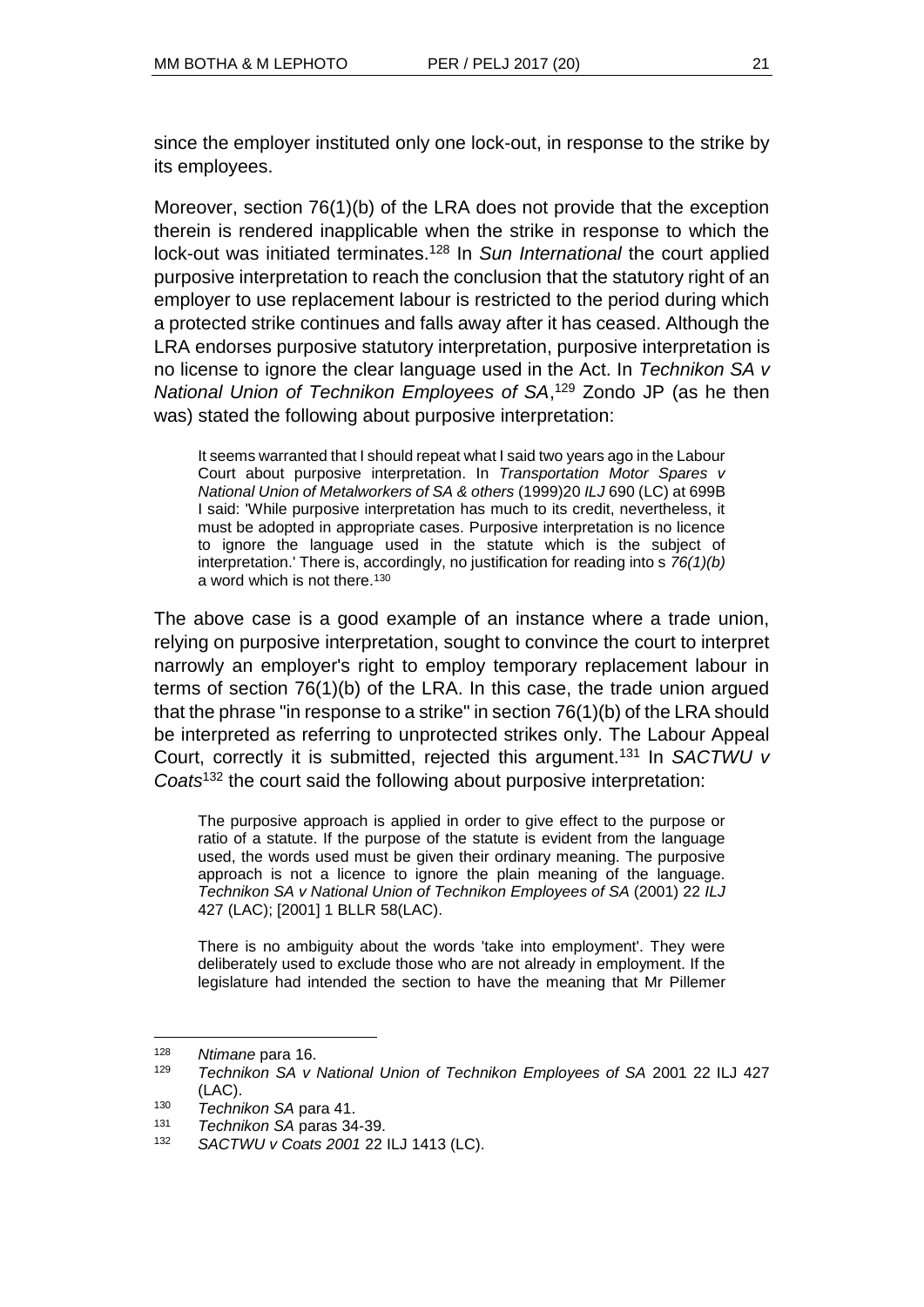since the employer instituted only one lock-out, in response to the strike by its employees.

Moreover, section 76(1)(b) of the LRA does not provide that the exception therein is rendered inapplicable when the strike in response to which the lock-out was initiated terminates.[128] In *Sun International* the court applied purposive interpretation to reach the conclusion that the statutory right of an employer to use replacement labour is restricted to the period during which a protected strike continues and falls away after it has ceased. Although the LRA endorses purposive statutory interpretation, purposive interpretation is no license to ignore the clear language used in the Act. In *Technikon SA v National Union of Technikon Employees of SA*,[129] Zondo JP (as he then was) stated the following about purposive interpretation:

> It seems warranted that I should repeat what I said two years ago in the Labour Court about purposive interpretation. In *Transportation Motor Spares v National Union of Metalworkers of SA & others* (1999)20 *ILJ* 690 (LC) at 699B I said: 'While purposive interpretation has much to its credit, nevertheless, it must be adopted in appropriate cases. Purposive interpretation is no licence to ignore the language used in the statute which is the subject of interpretation.' There is, accordingly, no justification for reading into s *76(1)(b)* a word which is not there.[130]

The above case is a good example of an instance where a trade union, relying on purposive interpretation, sought to convince the court to interpret narrowly an employer's right to employ temporary replacement labour in terms of section 76(1)(b) of the LRA. In this case, the trade union argued that the phrase "in response to a strike" in section 76(1)(b) of the LRA should be interpreted as referring to unprotected strikes only. The Labour Appeal Court, correctly it is submitted, rejected this argument.[131] In *SACTWU v Coats*[132] the court said the following about purposive interpretation:

> The purposive approach is applied in order to give effect to the purpose or ratio of a statute. If the purpose of the statute is evident from the language used, the words used must be given their ordinary meaning. The purposive approach is not a licence to ignore the plain meaning of the language. *Technikon SA v National Union of Technikon Employees of SA* (2001) 22 *ILJ* 427 (LAC); [2001] 1 BLLR 58(LAC).
>
> There is no ambiguity about the words 'take into employment'. They were deliberately used to exclude those who are not already in employment. If the legislature had intended the section to have the meaning that Mr Pillemer

---

[128] *Ntimane* para 16.

[129] *Technikon SA v National Union of Technikon Employees of SA* 2001 22 ILJ 427 (LAC).

[130] *Technikon SA* para 41.

[131] *Technikon SA* paras 34-39.

[132] *SACTWU v Coats 2001* 22 ILJ 1413 (LC).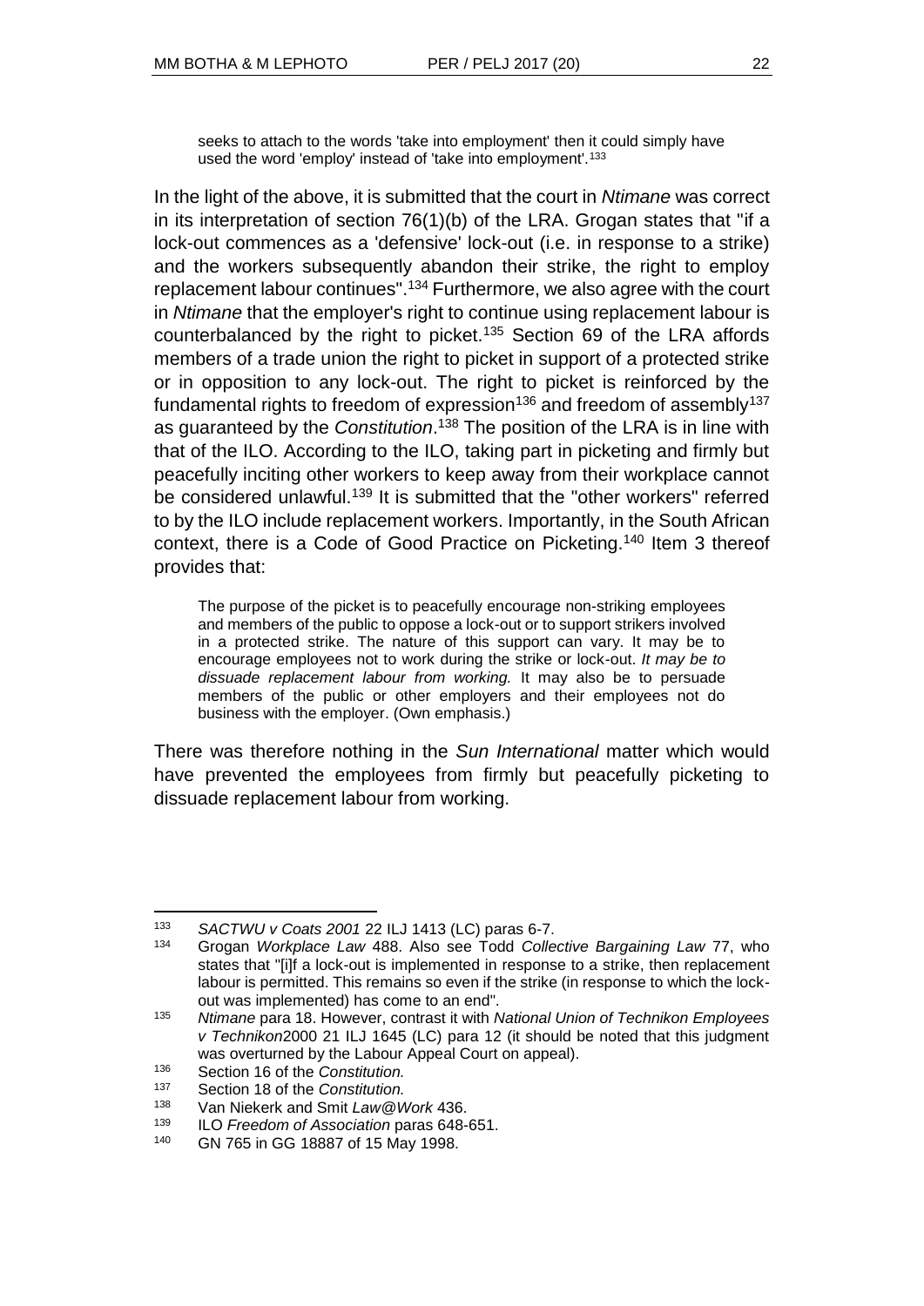seeks to attach to the words 'take into employment' then it could simply have used the word 'employ' instead of 'take into employment'.[133]

In the light of the above, it is submitted that the court in *Ntimane* was correct in its interpretation of section 76(1)(b) of the LRA. Grogan states that "if a lock-out commences as a 'defensive' lock-out (i.e. in response to a strike) and the workers subsequently abandon their strike, the right to employ replacement labour continues".[134] Furthermore, we also agree with the court in *Ntimane* that the employer's right to continue using replacement labour is counterbalanced by the right to picket.[135] Section 69 of the LRA affords members of a trade union the right to picket in support of a protected strike or in opposition to any lock-out. The right to picket is reinforced by the fundamental rights to freedom of expression[136] and freedom of assembly[137] as guaranteed by the *Constitution*.[138] The position of the LRA is in line with that of the ILO. According to the ILO, taking part in picketing and firmly but peacefully inciting other workers to keep away from their workplace cannot be considered unlawful.[139] It is submitted that the "other workers" referred to by the ILO include replacement workers. Importantly, in the South African context, there is a Code of Good Practice on Picketing.[140] Item 3 thereof provides that:

> The purpose of the picket is to peacefully encourage non-striking employees and members of the public to oppose a lock-out or to support strikers involved in a protected strike. The nature of this support can vary. It may be to encourage employees not to work during the strike or lock-out. *It may be to dissuade replacement labour from working.* It may also be to persuade members of the public or other employers and their employees not do business with the employer. (Own emphasis.)

There was therefore nothing in the *Sun International* matter which would have prevented the employees from firmly but peacefully picketing to dissuade replacement labour from working.

---

[133] *SACTWU v Coats 2001* 22 ILJ 1413 (LC) paras 6-7.

[134] Grogan *Workplace Law* 488. Also see Todd *Collective Bargaining Law* 77, who states that "[i]f a lock-out is implemented in response to a strike, then replacement labour is permitted. This remains so even if the strike (in response to which the lock-out was implemented) has come to an end".

[135] *Ntimane* para 18. However, contrast it with *National Union of Technikon Employees v Technikon*2000 21 ILJ 1645 (LC) para 12 (it should be noted that this judgment was overturned by the Labour Appeal Court on appeal).

[136] Section 16 of the *Constitution.*

[137] Section 18 of the *Constitution.*

[138] Van Niekerk and Smit *Law@Work* 436.

[139] ILO *Freedom of Association* paras 648-651.

[140] GN 765 in GG 18887 of 15 May 1998.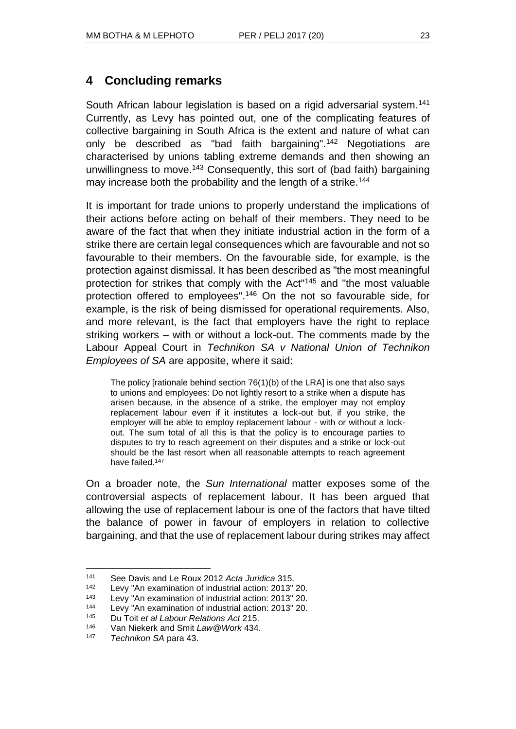## 4 Concluding remarks

South African labour legislation is based on a rigid adversarial system.[141] Currently, as Levy has pointed out, one of the complicating features of collective bargaining in South Africa is the extent and nature of what can only be described as "bad faith bargaining".[142] Negotiations are characterised by unions tabling extreme demands and then showing an unwillingness to move.[143] Consequently, this sort of (bad faith) bargaining may increase both the probability and the length of a strike.[144]

It is important for trade unions to properly understand the implications of their actions before acting on behalf of their members. They need to be aware of the fact that when they initiate industrial action in the form of a strike there are certain legal consequences which are favourable and not so favourable to their members. On the favourable side, for example, is the protection against dismissal. It has been described as "the most meaningful protection for strikes that comply with the Act"[145] and "the most valuable protection offered to employees".[146] On the not so favourable side, for example, is the risk of being dismissed for operational requirements. Also, and more relevant, is the fact that employers have the right to replace striking workers – with or without a lock-out. The comments made by the Labour Appeal Court in *Technikon SA v National Union of Technikon Employees of SA* are apposite, where it said:

> The policy [rationale behind section 76(1)(b) of the LRA] is one that also says to unions and employees: Do not lightly resort to a strike when a dispute has arisen because, in the absence of a strike, the employer may not employ replacement labour even if it institutes a lock-out but, if you strike, the employer will be able to employ replacement labour - with or without a lock-out. The sum total of all this is that the policy is to encourage parties to disputes to try to reach agreement on their disputes and a strike or lock-out should be the last resort when all reasonable attempts to reach agreement have failed.[147]

On a broader note, the *Sun International* matter exposes some of the controversial aspects of replacement labour. It has been argued that allowing the use of replacement labour is one of the factors that have tilted the balance of power in favour of employers in relation to collective bargaining, and that the use of replacement labour during strikes may affect

---

[141] See Davis and Le Roux 2012 *Acta Juridica* 315.

[142] Levy "An examination of industrial action: 2013" 20.

[143] Levy "An examination of industrial action: 2013" 20.

[144] Levy "An examination of industrial action: 2013" 20.

[145] Du Toit *et al Labour Relations Act* 215.

[146] Van Niekerk and Smit *Law@Work* 434.

[147] *Technikon SA* para 43.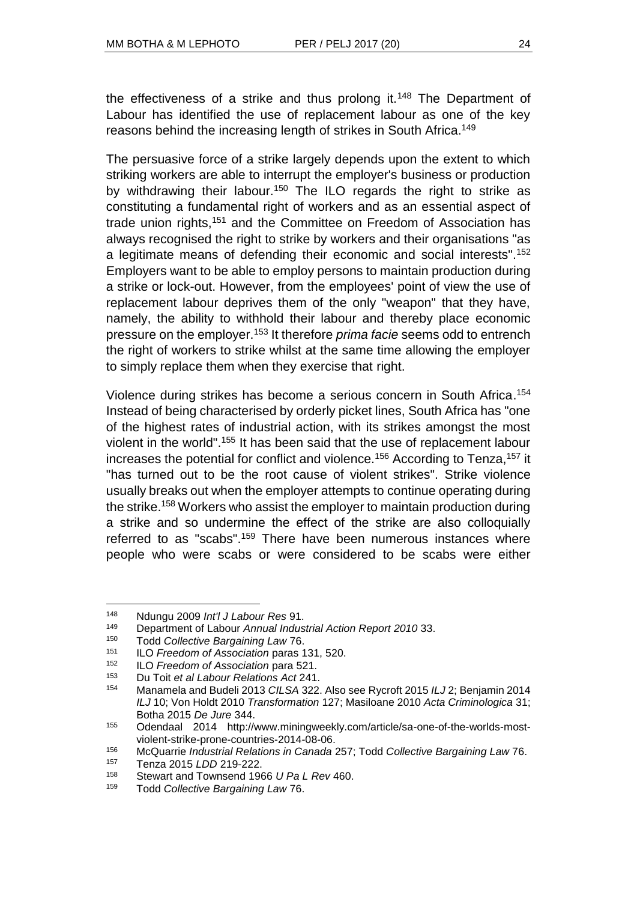the effectiveness of a strike and thus prolong it.[148] The Department of Labour has identified the use of replacement labour as one of the key reasons behind the increasing length of strikes in South Africa.[149]

The persuasive force of a strike largely depends upon the extent to which striking workers are able to interrupt the employer's business or production by withdrawing their labour.[150] The ILO regards the right to strike as constituting a fundamental right of workers and as an essential aspect of trade union rights,[151] and the Committee on Freedom of Association has always recognised the right to strike by workers and their organisations "as a legitimate means of defending their economic and social interests".[152] Employers want to be able to employ persons to maintain production during a strike or lock-out. However, from the employees' point of view the use of replacement labour deprives them of the only "weapon" that they have, namely, the ability to withhold their labour and thereby place economic pressure on the employer.[153] It therefore *prima facie* seems odd to entrench the right of workers to strike whilst at the same time allowing the employer to simply replace them when they exercise that right.

Violence during strikes has become a serious concern in South Africa.[154] Instead of being characterised by orderly picket lines, South Africa has "one of the highest rates of industrial action, with its strikes amongst the most violent in the world".[155] It has been said that the use of replacement labour increases the potential for conflict and violence.[156] According to Tenza,[157] it "has turned out to be the root cause of violent strikes". Strike violence usually breaks out when the employer attempts to continue operating during the strike.[158] Workers who assist the employer to maintain production during a strike and so undermine the effect of the strike are also colloquially referred to as "scabs".[159] There have been numerous instances where people who were scabs or were considered to be scabs were either

---

148 Ndungu 2009 *Int'l J Labour Res* 91.

149 Department of Labour *Annual Industrial Action Report 2010* 33.

150 Todd *Collective Bargaining Law* 76.

151 ILO *Freedom of Association* paras 131, 520.

152 ILO *Freedom of Association* para 521.

153 Du Toit *et al Labour Relations Act* 241.

154 Manamela and Budeli 2013 *CILSA* 322. Also see Rycroft 2015 *ILJ* 2; Benjamin 2014 *ILJ* 10; Von Holdt 2010 *Transformation* 127; Masiloane 2010 *Acta Criminologica* 31; Botha 2015 *De Jure* 344.

155 Odendaal 2014 http://www.miningweekly.com/article/sa-one-of-the-worlds-most-violent-strike-prone-countries-2014-08-06.

156 McQuarrie *Industrial Relations in Canada* 257; Todd *Collective Bargaining Law* 76.

157 Tenza 2015 *LDD* 219-222.

158 Stewart and Townsend 1966 *U Pa L Rev* 460.

159 Todd *Collective Bargaining Law* 76.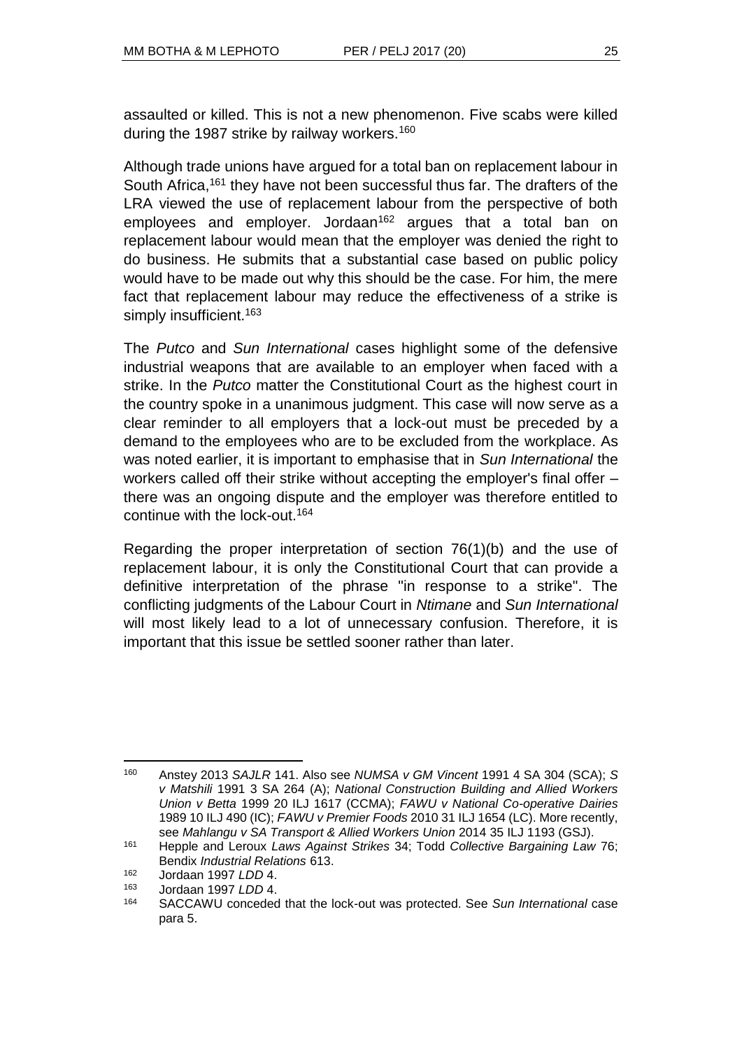assaulted or killed. This is not a new phenomenon. Five scabs were killed during the 1987 strike by railway workers.[160]

Although trade unions have argued for a total ban on replacement labour in South Africa,[161] they have not been successful thus far. The drafters of the LRA viewed the use of replacement labour from the perspective of both employees and employer. Jordaan[162] argues that a total ban on replacement labour would mean that the employer was denied the right to do business. He submits that a substantial case based on public policy would have to be made out why this should be the case. For him, the mere fact that replacement labour may reduce the effectiveness of a strike is simply insufficient.[163]

The *Putco* and *Sun International* cases highlight some of the defensive industrial weapons that are available to an employer when faced with a strike. In the *Putco* matter the Constitutional Court as the highest court in the country spoke in a unanimous judgment. This case will now serve as a clear reminder to all employers that a lock-out must be preceded by a demand to the employees who are to be excluded from the workplace. As was noted earlier, it is important to emphasise that in *Sun International* the workers called off their strike without accepting the employer's final offer – there was an ongoing dispute and the employer was therefore entitled to continue with the lock-out.[164]

Regarding the proper interpretation of section 76(1)(b) and the use of replacement labour, it is only the Constitutional Court that can provide a definitive interpretation of the phrase "in response to a strike". The conflicting judgments of the Labour Court in *Ntimane* and *Sun International* will most likely lead to a lot of unnecessary confusion. Therefore, it is important that this issue be settled sooner rather than later.

---

[160] Anstey 2013 *SAJLR* 141. Also see *NUMSA v GM Vincent* 1991 4 SA 304 (SCA); *S v Matshili* 1991 3 SA 264 (A); *National Construction Building and Allied Workers Union v Betta* 1999 20 ILJ 1617 (CCMA); *FAWU v National Co-operative Dairies* 1989 10 ILJ 490 (IC); *FAWU v Premier Foods* 2010 31 ILJ 1654 (LC). More recently, see *Mahlangu v SA Transport & Allied Workers Union* 2014 35 ILJ 1193 (GSJ).

[161] Hepple and Leroux *Laws Against Strikes* 34; Todd *Collective Bargaining Law* 76; Bendix *Industrial Relations* 613.

[162] Jordaan 1997 *LDD* 4.

[163] Jordaan 1997 *LDD* 4.

[164] SACCAWU conceded that the lock-out was protected. See *Sun International* case para 5.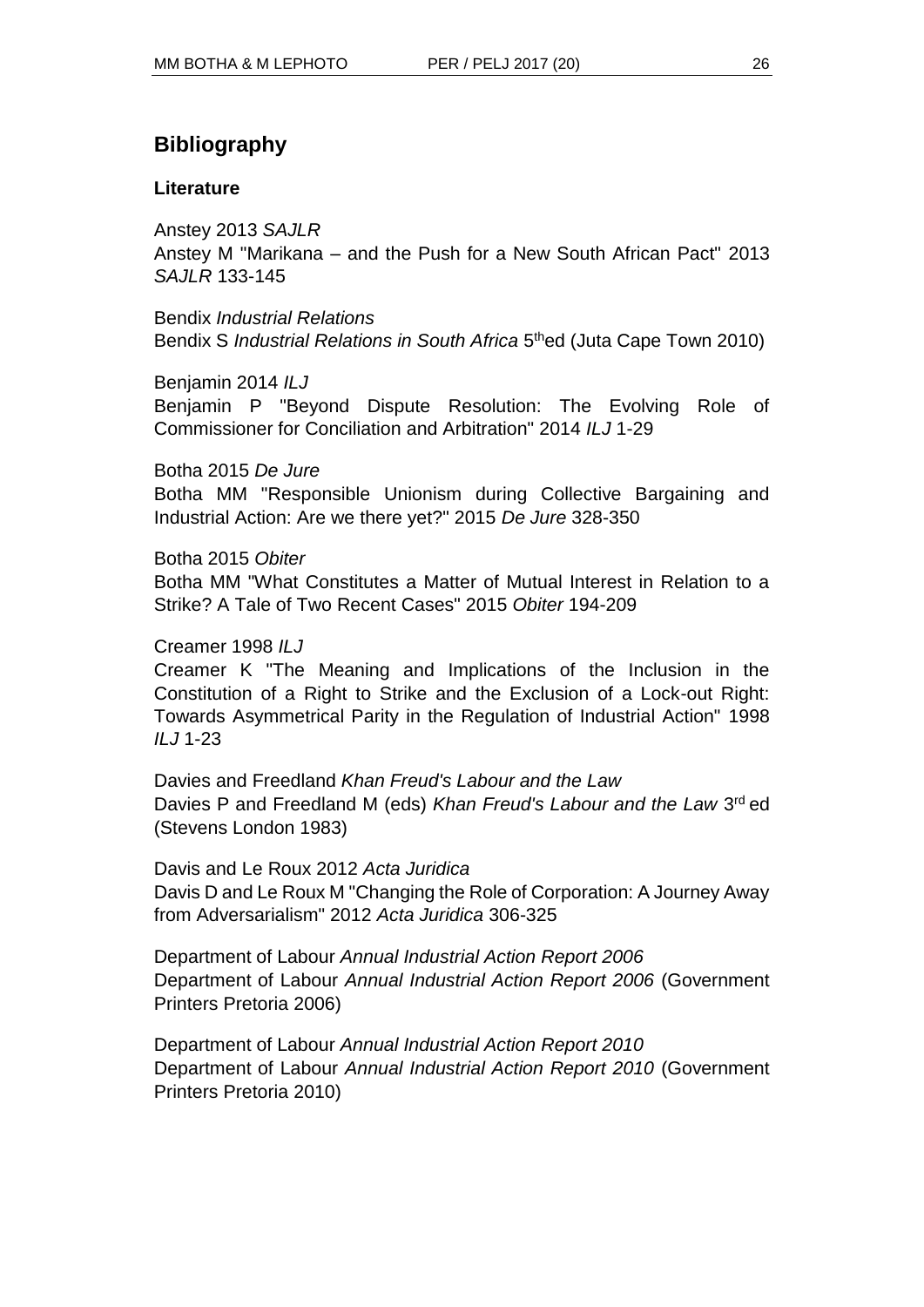## Bibliography

### Literature

Anstey 2013 *SAJLR*
Anstey M "Marikana – and the Push for a New South African Pact" 2013 *SAJLR* 133-145

Bendix *Industrial Relations*
Bendix S *Industrial Relations in South Africa* 5th ed (Juta Cape Town 2010)

Benjamin 2014 *ILJ*
Benjamin P "Beyond Dispute Resolution: The Evolving Role of Commissioner for Conciliation and Arbitration" 2014 *ILJ* 1-29

Botha 2015 *De Jure*
Botha MM "Responsible Unionism during Collective Bargaining and Industrial Action: Are we there yet?" 2015 *De Jure* 328-350

Botha 2015 *Obiter*
Botha MM "What Constitutes a Matter of Mutual Interest in Relation to a Strike? A Tale of Two Recent Cases" 2015 *Obiter* 194-209

Creamer 1998 *ILJ*
Creamer K "The Meaning and Implications of the Inclusion in the Constitution of a Right to Strike and the Exclusion of a Lock-out Right: Towards Asymmetrical Parity in the Regulation of Industrial Action" 1998 *ILJ* 1-23

Davies and Freedland *Khan Freud's Labour and the Law*
Davies P and Freedland M (eds) *Khan Freud's Labour and the Law* 3rd ed (Stevens London 1983)

Davis and Le Roux 2012 *Acta Juridica*
Davis D and Le Roux M "Changing the Role of Corporation: A Journey Away from Adversarialism" 2012 *Acta Juridica* 306-325

Department of Labour *Annual Industrial Action Report 2006*
Department of Labour *Annual Industrial Action Report 2006* (Government Printers Pretoria 2006)

Department of Labour *Annual Industrial Action Report 2010*
Department of Labour *Annual Industrial Action Report 2010* (Government Printers Pretoria 2010)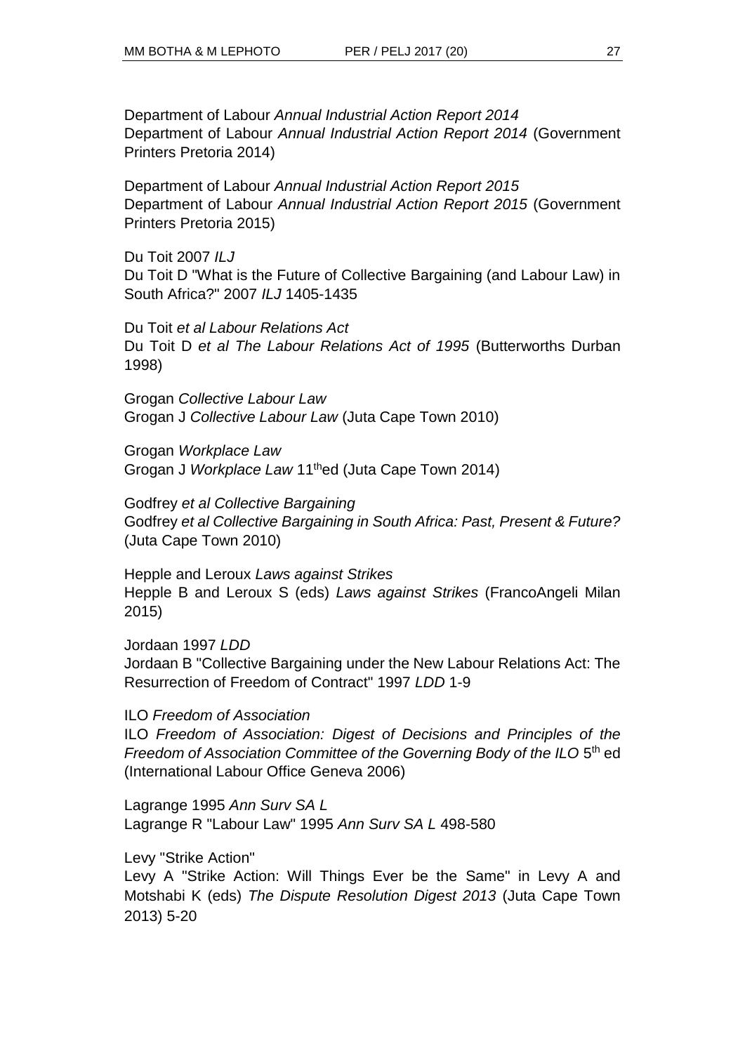Department of Labour *Annual Industrial Action Report 2014*
Department of Labour *Annual Industrial Action Report 2014* (Government Printers Pretoria 2014)

Department of Labour *Annual Industrial Action Report 2015*
Department of Labour *Annual Industrial Action Report 2015* (Government Printers Pretoria 2015)

Du Toit 2007 *ILJ*
Du Toit D "What is the Future of Collective Bargaining (and Labour Law) in South Africa?" 2007 *ILJ* 1405-1435

Du Toit *et al Labour Relations Act*
Du Toit D *et al The Labour Relations Act of 1995* (Butterworths Durban 1998)

Grogan *Collective Labour Law*
Grogan J *Collective Labour Law* (Juta Cape Town 2010)

Grogan *Workplace Law*
Grogan J *Workplace Law* 11thed (Juta Cape Town 2014)

Godfrey *et al Collective Bargaining*
Godfrey *et al Collective Bargaining in South Africa: Past, Present & Future?* (Juta Cape Town 2010)

Hepple and Leroux *Laws against Strikes*
Hepple B and Leroux S (eds) *Laws against Strikes* (FrancoAngeli Milan 2015)

Jordaan 1997 *LDD*
Jordaan B "Collective Bargaining under the New Labour Relations Act: The Resurrection of Freedom of Contract" 1997 *LDD* 1-9

ILO *Freedom of Association*
ILO *Freedom of Association: Digest of Decisions and Principles of the Freedom of Association Committee of the Governing Body of the ILO* 5th ed (International Labour Office Geneva 2006)

Lagrange 1995 *Ann Surv SA L*
Lagrange R "Labour Law" 1995 *Ann Surv SA L* 498-580

Levy "Strike Action"
Levy A "Strike Action: Will Things Ever be the Same" in Levy A and Motshabi K (eds) *The Dispute Resolution Digest 2013* (Juta Cape Town 2013) 5-20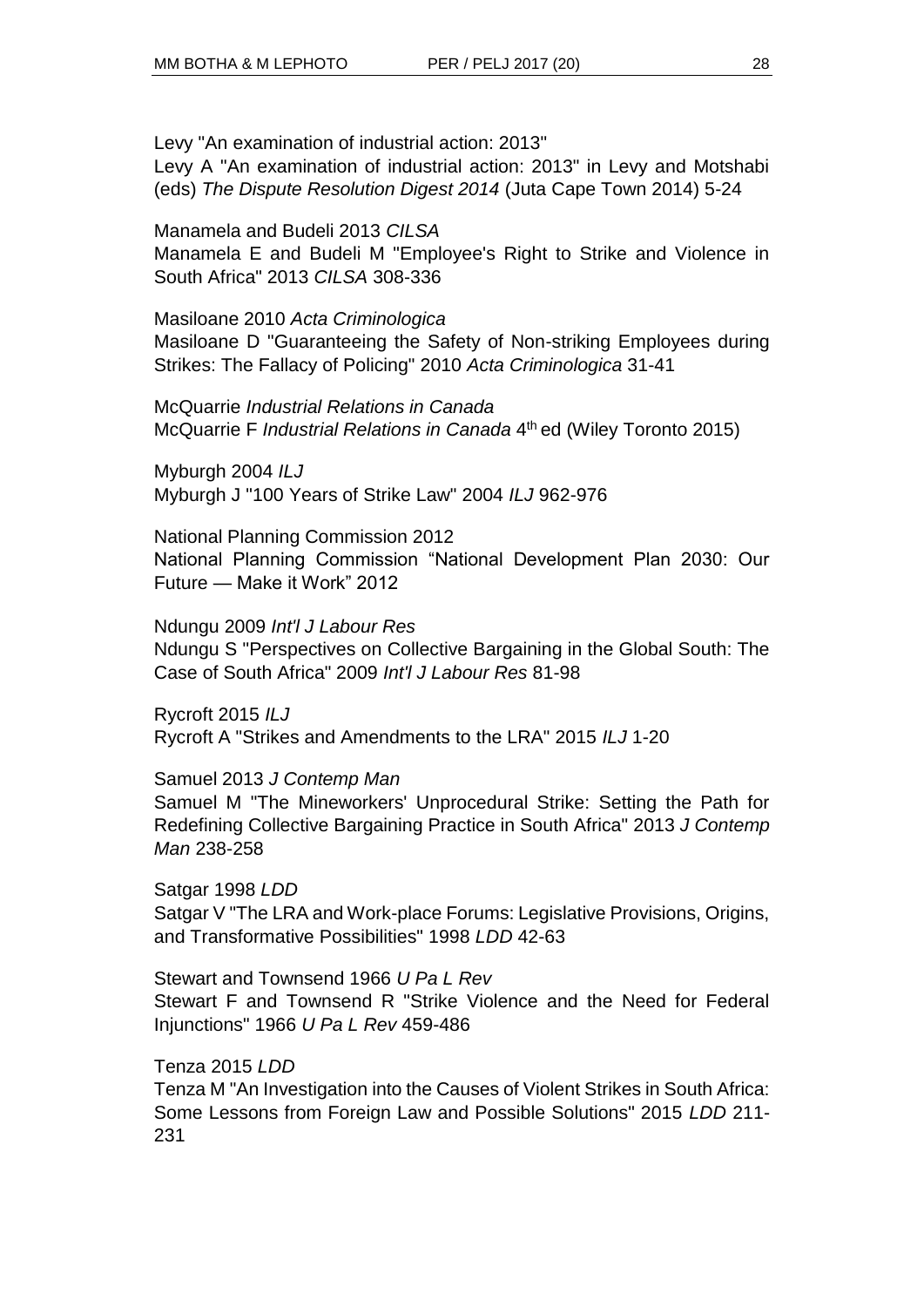Levy "An examination of industrial action: 2013"
Levy A "An examination of industrial action: 2013" in Levy and Motshabi (eds) *The Dispute Resolution Digest 2014* (Juta Cape Town 2014) 5-24

Manamela and Budeli 2013 *CILSA*
Manamela E and Budeli M "Employee's Right to Strike and Violence in South Africa" 2013 *CILSA* 308-336

Masiloane 2010 *Acta Criminologica*
Masiloane D "Guaranteeing the Safety of Non-striking Employees during Strikes: The Fallacy of Policing" 2010 *Acta Criminologica* 31-41

McQuarrie *Industrial Relations in Canada*
McQuarrie F *Industrial Relations in Canada* 4th ed (Wiley Toronto 2015)

Myburgh 2004 *ILJ*
Myburgh J "100 Years of Strike Law" 2004 *ILJ* 962-976

National Planning Commission 2012
National Planning Commission "National Development Plan 2030: Our Future — Make it Work" 2012

Ndungu 2009 *Int'l J Labour Res*
Ndungu S "Perspectives on Collective Bargaining in the Global South: The Case of South Africa" 2009 *Int'l J Labour Res* 81-98

Rycroft 2015 *ILJ*
Rycroft A "Strikes and Amendments to the LRA" 2015 *ILJ* 1-20

Samuel 2013 *J Contemp Man*
Samuel M "The Mineworkers' Unprocedural Strike: Setting the Path for Redefining Collective Bargaining Practice in South Africa" 2013 *J Contemp Man* 238-258

Satgar 1998 *LDD*
Satgar V "The LRA and Work-place Forums: Legislative Provisions, Origins, and Transformative Possibilities" 1998 *LDD* 42-63

Stewart and Townsend 1966 *U Pa L Rev*
Stewart F and Townsend R "Strike Violence and the Need for Federal Injunctions" 1966 *U Pa L Rev* 459-486

Tenza 2015 *LDD*
Tenza M "An Investigation into the Causes of Violent Strikes in South Africa: Some Lessons from Foreign Law and Possible Solutions" 2015 *LDD* 211-231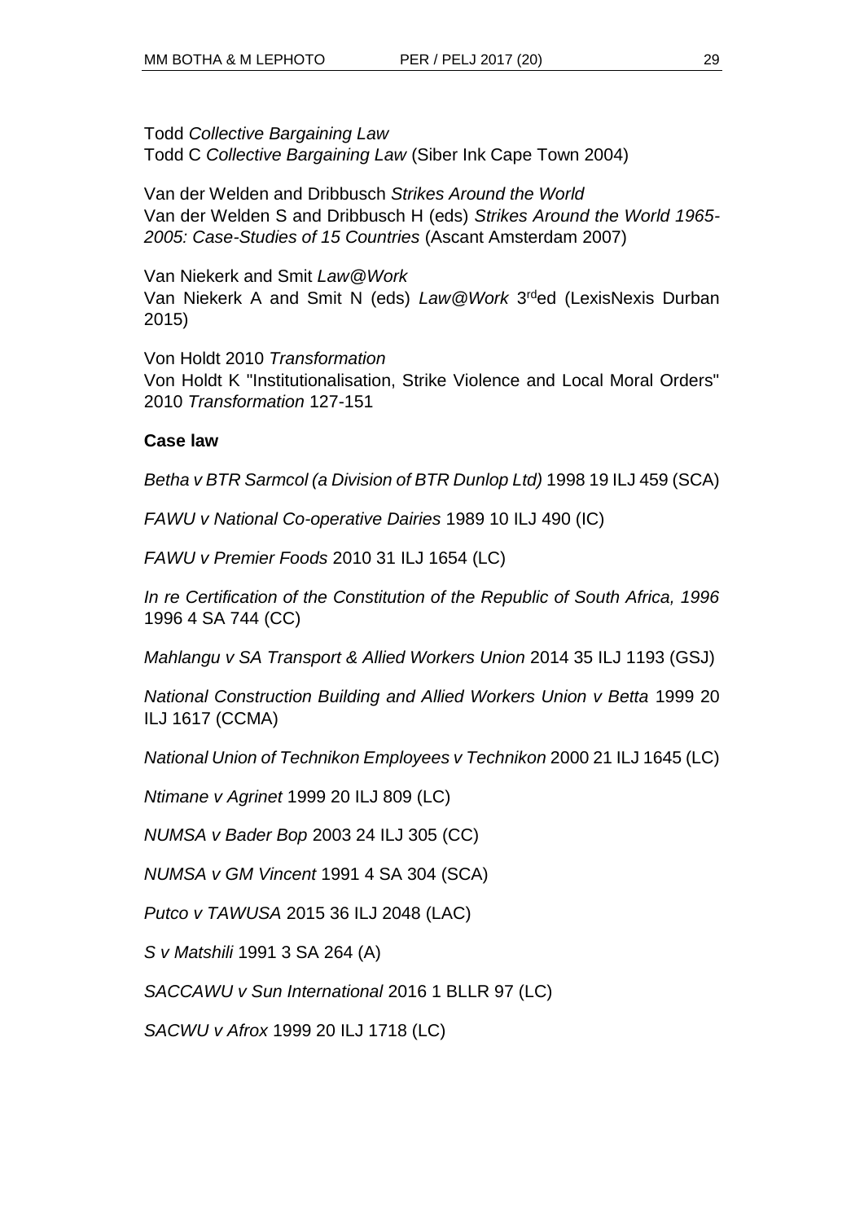Todd *Collective Bargaining Law*
Todd C *Collective Bargaining Law* (Siber Ink Cape Town 2004)

Van der Welden and Dribbusch *Strikes Around the World*
Van der Welden S and Dribbusch H (eds) *Strikes Around the World 1965-2005: Case-Studies of 15 Countries* (Ascant Amsterdam 2007)

Van Niekerk and Smit *Law@Work*
Van Niekerk A and Smit N (eds) *Law@Work* 3rd ed (LexisNexis Durban 2015)

Von Holdt 2010 *Transformation*
Von Holdt K "Institutionalisation, Strike Violence and Local Moral Orders" 2010 *Transformation* 127-151

**Case law**

*Betha v BTR Sarmcol (a Division of BTR Dunlop Ltd)* 1998 19 ILJ 459 (SCA)

*FAWU v National Co-operative Dairies* 1989 10 ILJ 490 (IC)

*FAWU v Premier Foods* 2010 31 ILJ 1654 (LC)

*In re Certification of the Constitution of the Republic of South Africa, 1996* 1996 4 SA 744 (CC)

*Mahlangu v SA Transport & Allied Workers Union* 2014 35 ILJ 1193 (GSJ)

*National Construction Building and Allied Workers Union v Betta* 1999 20 ILJ 1617 (CCMA)

*National Union of Technikon Employees v Technikon* 2000 21 ILJ 1645 (LC)

*Ntimane v Agrinet* 1999 20 ILJ 809 (LC)

*NUMSA v Bader Bop* 2003 24 ILJ 305 (CC)

*NUMSA v GM Vincent* 1991 4 SA 304 (SCA)

*Putco v TAWUSA* 2015 36 ILJ 2048 (LAC)

*S v Matshili* 1991 3 SA 264 (A)

*SACCAWU v Sun International* 2016 1 BLLR 97 (LC)

*SACWU v Afrox* 1999 20 ILJ 1718 (LC)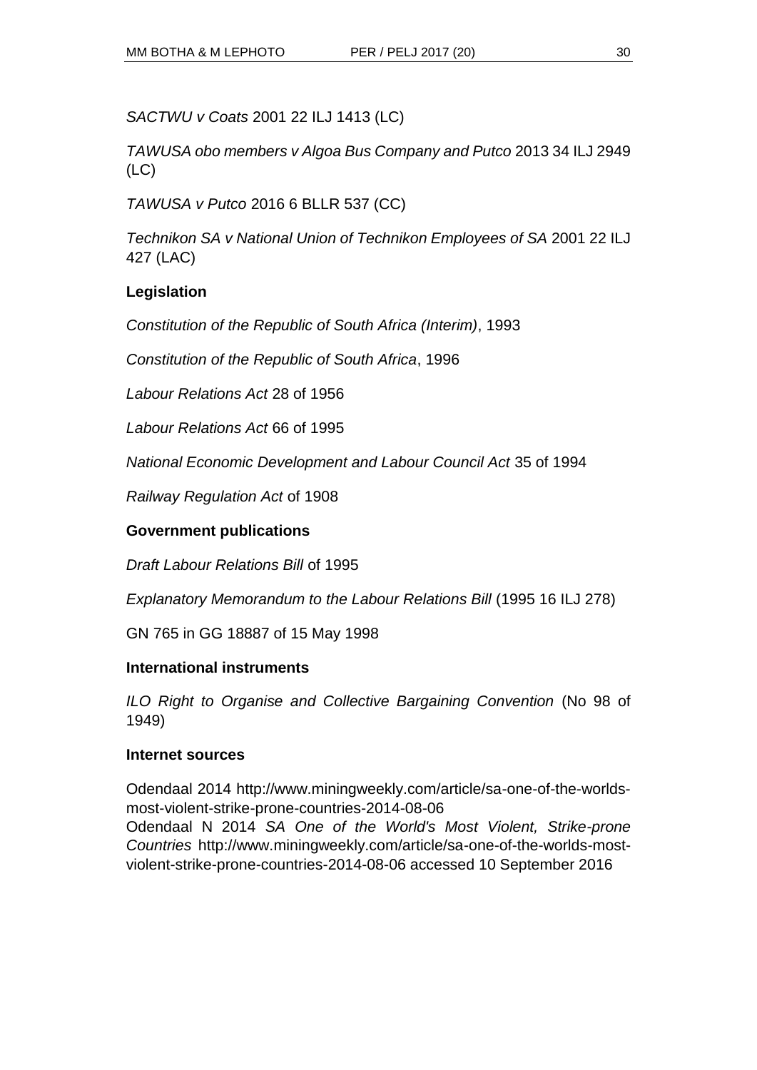*SACTWU v Coats* 2001 22 ILJ 1413 (LC)

*TAWUSA obo members v Algoa Bus Company and Putco* 2013 34 ILJ 2949 (LC)

*TAWUSA v Putco* 2016 6 BLLR 537 (CC)

*Technikon SA v National Union of Technikon Employees of SA* 2001 22 ILJ 427 (LAC)

### Legislation

*Constitution of the Republic of South Africa (Interim)*, 1993

*Constitution of the Republic of South Africa*, 1996

*Labour Relations Act* 28 of 1956

*Labour Relations Act* 66 of 1995

*National Economic Development and Labour Council Act* 35 of 1994

*Railway Regulation Act* of 1908

### Government publications

*Draft Labour Relations Bill* of 1995

*Explanatory Memorandum to the Labour Relations Bill* (1995 16 ILJ 278)

GN 765 in GG 18887 of 15 May 1998

### International instruments

*ILO Right to Organise and Collective Bargaining Convention* (No 98 of 1949)

### Internet sources

Odendaal 2014 http://www.miningweekly.com/article/sa-one-of-the-worlds-most-violent-strike-prone-countries-2014-08-06
Odendaal N 2014 *SA One of the World's Most Violent, Strike-prone Countries* http://www.miningweekly.com/article/sa-one-of-the-worlds-most-violent-strike-prone-countries-2014-08-06 accessed 10 September 2016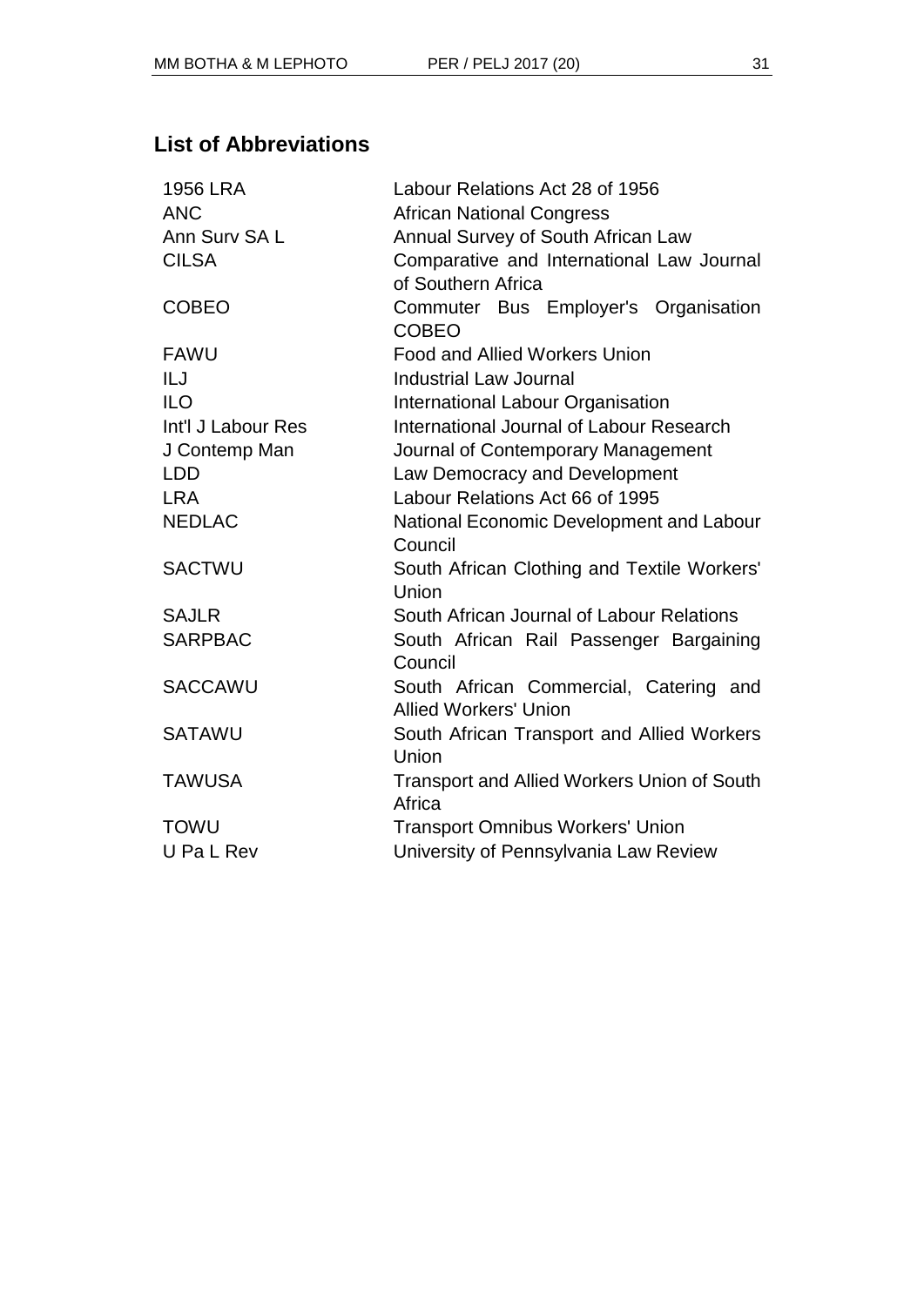## List of Abbreviations

| | |
|---|---|
| 1956 LRA | Labour Relations Act 28 of 1956 |
| ANC | African National Congress |
| Ann Surv SA L | Annual Survey of South African Law |
| CILSA | Comparative and International Law Journal of Southern Africa |
| COBEO | Commuter Bus Employer's Organisation COBEO |
| FAWU | Food and Allied Workers Union |
| ILJ | Industrial Law Journal |
| ILO | International Labour Organisation |
| Int'l J Labour Res | International Journal of Labour Research |
| J Contemp Man | Journal of Contemporary Management |
| LDD | Law Democracy and Development |
| LRA | Labour Relations Act 66 of 1995 |
| NEDLAC | National Economic Development and Labour Council |
| SACTWU | South African Clothing and Textile Workers' Union |
| SAJLR | South African Journal of Labour Relations |
| SARPBAC | South African Rail Passenger Bargaining Council |
| SACCAWU | South African Commercial, Catering and Allied Workers' Union |
| SATAWU | South African Transport and Allied Workers Union |
| TAWUSA | Transport and Allied Workers Union of South Africa |
| TOWU | Transport Omnibus Workers' Union |
| U Pa L Rev | University of Pennsylvania Law Review |